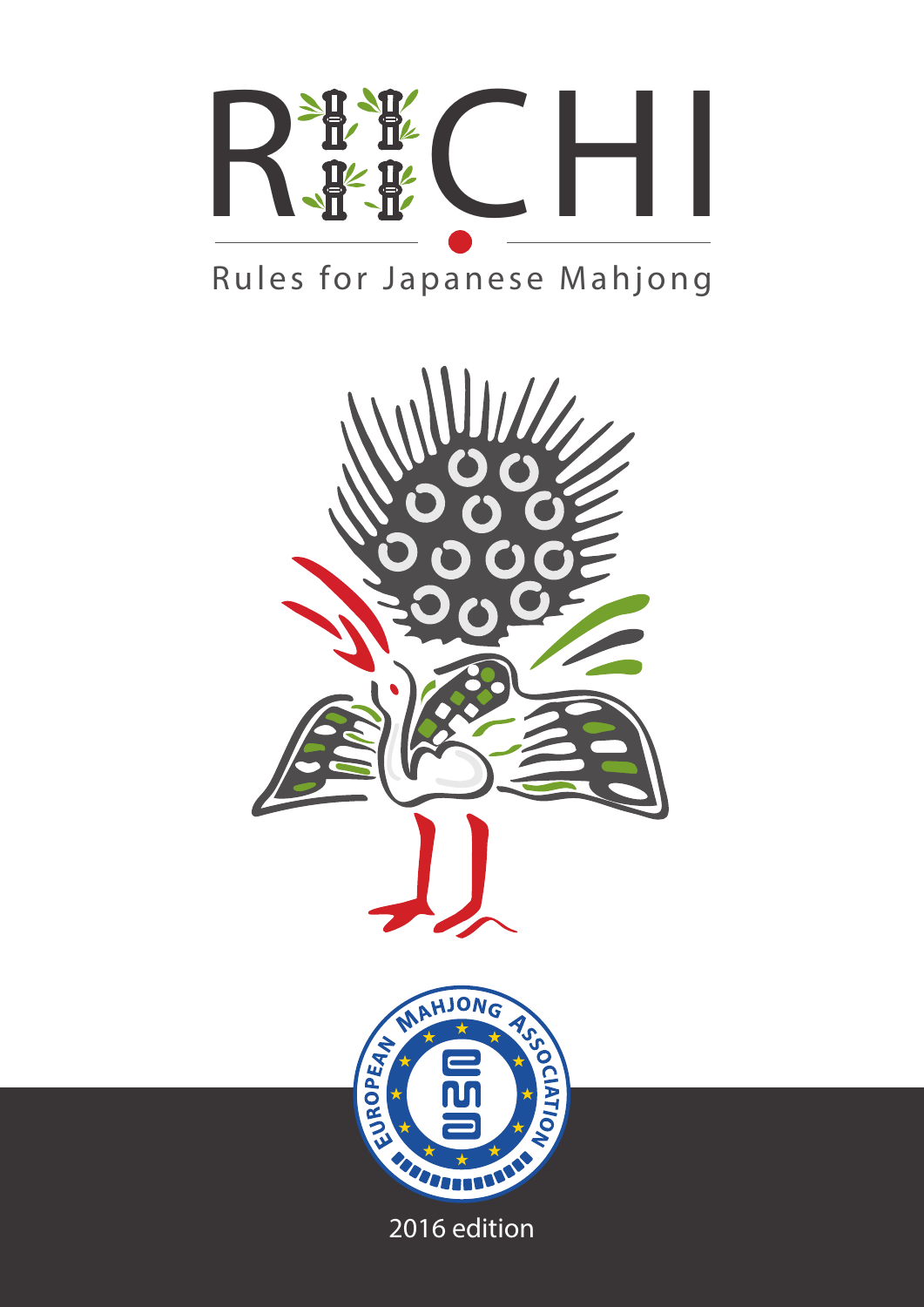# RIICHI

Rules for Japanese Mahjong

EUROPEAN MAHJONG ASSOCIATION

2016 edition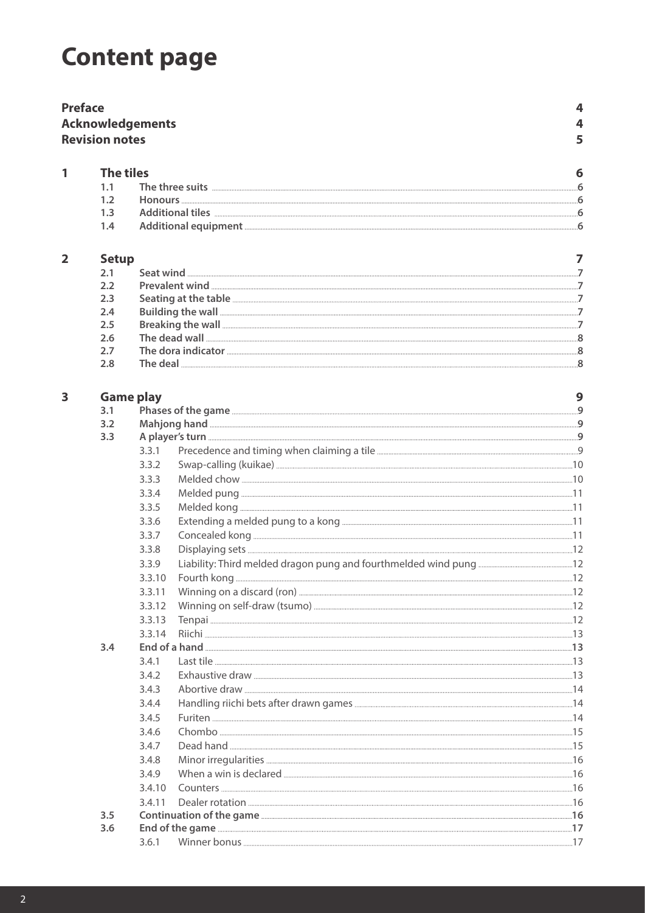# Content page

**Preface** 4
**Acknowledgements** 4
**Revision notes** 5

**1 The tiles** 6

- 1.1 **The three suits** 6
- 1.2 **Honours** 6
- 1.3 **Additional tiles** 6
- 1.4 **Additional equipment** 6

**2 Setup** 7

- 2.1 **Seat wind** 7
- 2.2 **Prevalent wind** 7
- 2.3 **Seating at the table** 7
- 2.4 **Building the wall** 7
- 2.5 **Breaking the wall** 7
- 2.6 **The dead wall** 8
- 2.7 **The dora indicator** 8
- 2.8 **The deal** 8

**3 Game play** 9

- 3.1 **Phases of the game** 9
- 3.2 **Mahjong hand** 9
- 3.3 **A player's turn** 9
  - 3.3.1 Precedence and timing when claiming a tile 9
  - 3.3.2 Swap-calling (kuikae) 10
  - 3.3.3 Melded chow 10
  - 3.3.4 Melded pung 11
  - 3.3.5 Melded kong 11
  - 3.3.6 Extending a melded pung to a kong 11
  - 3.3.7 Concealed kong 11
  - 3.3.8 Displaying sets 12
  - 3.3.9 Liability: Third melded dragon pung and fourthmelded wind pung 12
  - 3.3.10 Fourth kong 12
  - 3.3.11 Winning on a discard (ron) 12
  - 3.3.12 Winning on self-draw (tsumo) 12
  - 3.3.13 Tenpai 12
  - 3.3.14 Riichi 13
- 3.4 **End of a hand** 13
  - 3.4.1 Last tile 13
  - 3.4.2 Exhaustive draw 13
  - 3.4.3 Abortive draw 14
  - 3.4.4 Handling riichi bets after drawn games 14
  - 3.4.5 Furiten 14
  - 3.4.6 Chombo 15
  - 3.4.7 Dead hand 15
  - 3.4.8 Minor irregularities 16
  - 3.4.9 When a win is declared 16
  - 3.4.10 Counters 16
  - 3.4.11 Dealer rotation 16
- 3.5 **Continuation of the game** 16
- 3.6 **End of the game** 17
  - 3.6.1 Winner bonus 17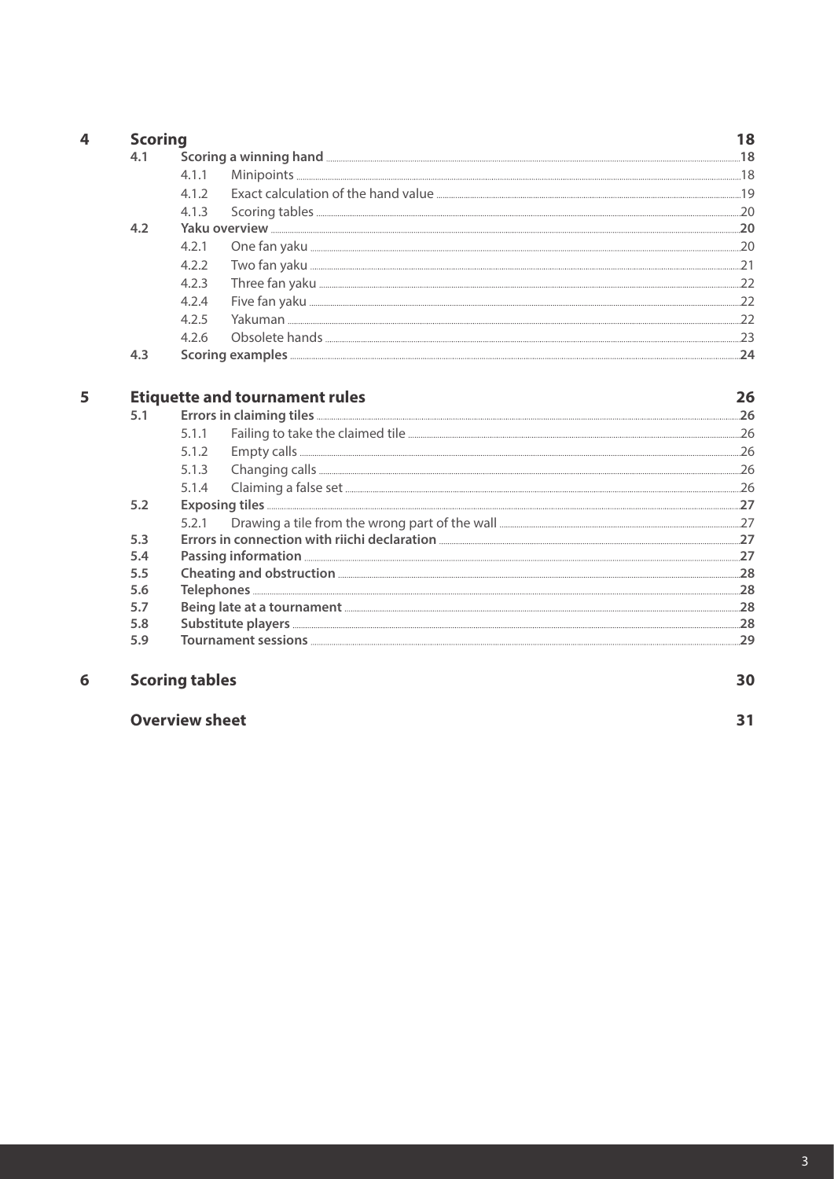| | | | | |
|---|---|---|---|---|
| **4** | **Scoring** | | | **18** |
| | **4.1** | **Scoring a winning hand** | | **18** |
| | | 4.1.1 | Minipoints | 18 |
| | | 4.1.2 | Exact calculation of the hand value | 19 |
| | | 4.1.3 | Scoring tables | 20 |
| | **4.2** | **Yaku overview** | | **20** |
| | | 4.2.1 | One fan yaku | 20 |
| | | 4.2.2 | Two fan yaku | 21 |
| | | 4.2.3 | Three fan yaku | 22 |
| | | 4.2.4 | Five fan yaku | 22 |
| | | 4.2.5 | Yakuman | 22 |
| | | 4.2.6 | Obsolete hands | 23 |
| | **4.3** | **Scoring examples** | | **24** |
| **5** | **Etiquette and tournament rules** | | | **26** |
| | **5.1** | **Errors in claiming tiles** | | **26** |
| | | 5.1.1 | Failing to take the claimed tile | 26 |
| | | 5.1.2 | Empty calls | 26 |
| | | 5.1.3 | Changing calls | 26 |
| | | 5.1.4 | Claiming a false set | 26 |
| | **5.2** | **Exposing tiles** | | **27** |
| | | 5.2.1 | Drawing a tile from the wrong part of the wall | 27 |
| | **5.3** | **Errors in connection with riichi declaration** | | **27** |
| | **5.4** | **Passing information** | | **27** |
| | **5.5** | **Cheating and obstruction** | | **28** |
| | **5.6** | **Telephones** | | **28** |
| | **5.7** | **Being late at a tournament** | | **28** |
| | **5.8** | **Substitute players** | | **28** |
| | **5.9** | **Tournament sessions** | | **29** |
| **6** | **Scoring tables** | | | **30** |
| | **Overview sheet** | | | **31** |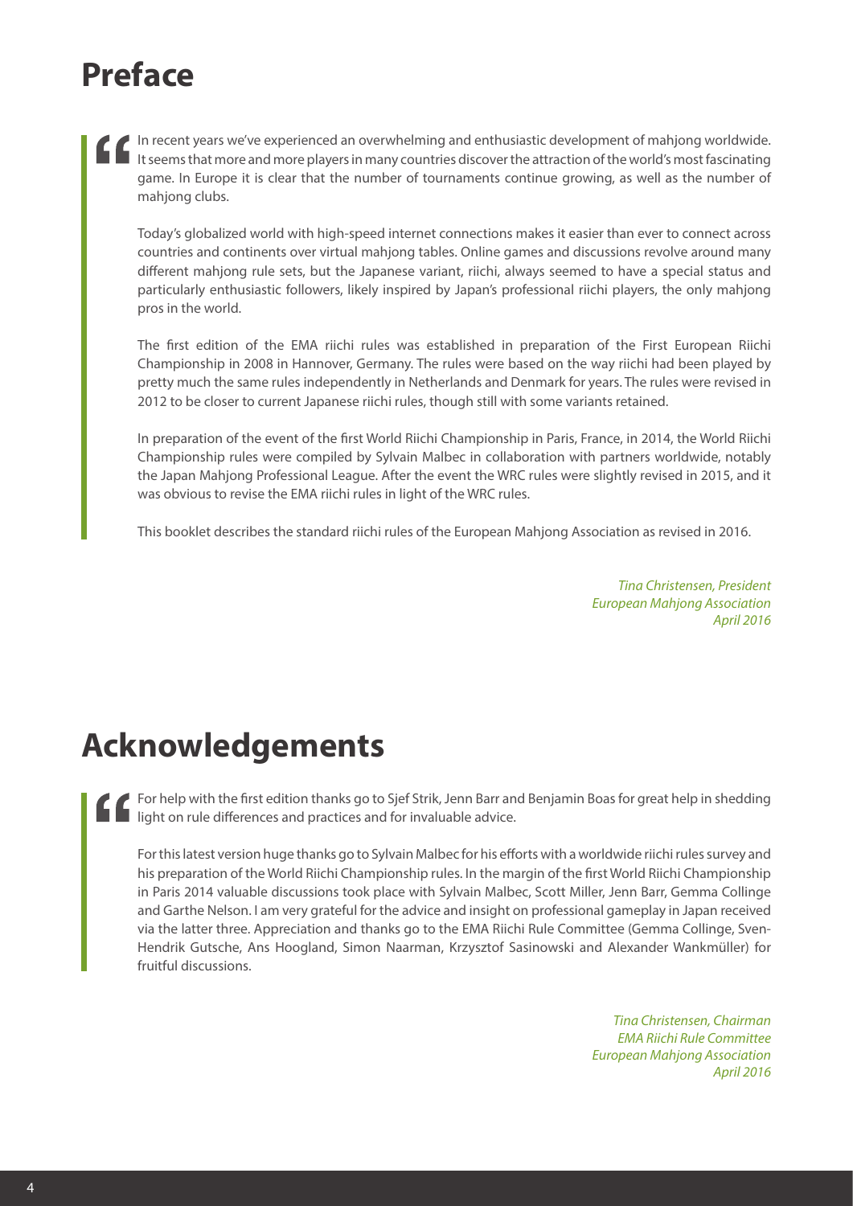# Preface

In recent years we've experienced an overwhelming and enthusiastic development of mahjong worldwide. It seems that more and more players in many countries discover the attraction of the world's most fascinating game. In Europe it is clear that the number of tournaments continue growing, as well as the number of mahjong clubs.

Today's globalized world with high-speed internet connections makes it easier than ever to connect across countries and continents over virtual mahjong tables. Online games and discussions revolve around many different mahjong rule sets, but the Japanese variant, riichi, always seemed to have a special status and particularly enthusiastic followers, likely inspired by Japan's professional riichi players, the only mahjong pros in the world.

The first edition of the EMA riichi rules was established in preparation of the First European Riichi Championship in 2008 in Hannover, Germany. The rules were based on the way riichi had been played by pretty much the same rules independently in Netherlands and Denmark for years. The rules were revised in 2012 to be closer to current Japanese riichi rules, though still with some variants retained.

In preparation of the event of the first World Riichi Championship in Paris, France, in 2014, the World Riichi Championship rules were compiled by Sylvain Malbec in collaboration with partners worldwide, notably the Japan Mahjong Professional League. After the event the WRC rules were slightly revised in 2015, and it was obvious to revise the EMA riichi rules in light of the WRC rules.

This booklet describes the standard riichi rules of the European Mahjong Association as revised in 2016.

*Tina Christensen, President*
*European Mahjong Association*
*April 2016*

# Acknowledgements

For help with the first edition thanks go to Sjef Strik, Jenn Barr and Benjamin Boas for great help in shedding light on rule differences and practices and for invaluable advice.

For this latest version huge thanks go to Sylvain Malbec for his efforts with a worldwide riichi rules survey and his preparation of the World Riichi Championship rules. In the margin of the first World Riichi Championship in Paris 2014 valuable discussions took place with Sylvain Malbec, Scott Miller, Jenn Barr, Gemma Collinge and Garthe Nelson. I am very grateful for the advice and insight on professional gameplay in Japan received via the latter three. Appreciation and thanks go to the EMA Riichi Rule Committee (Gemma Collinge, Sven-Hendrik Gutsche, Ans Hoogland, Simon Naarman, Krzysztof Sasinowski and Alexander Wankmüller) for fruitful discussions.

*Tina Christensen, Chairman*
*EMA Riichi Rule Committee*
*European Mahjong Association*
*April 2016*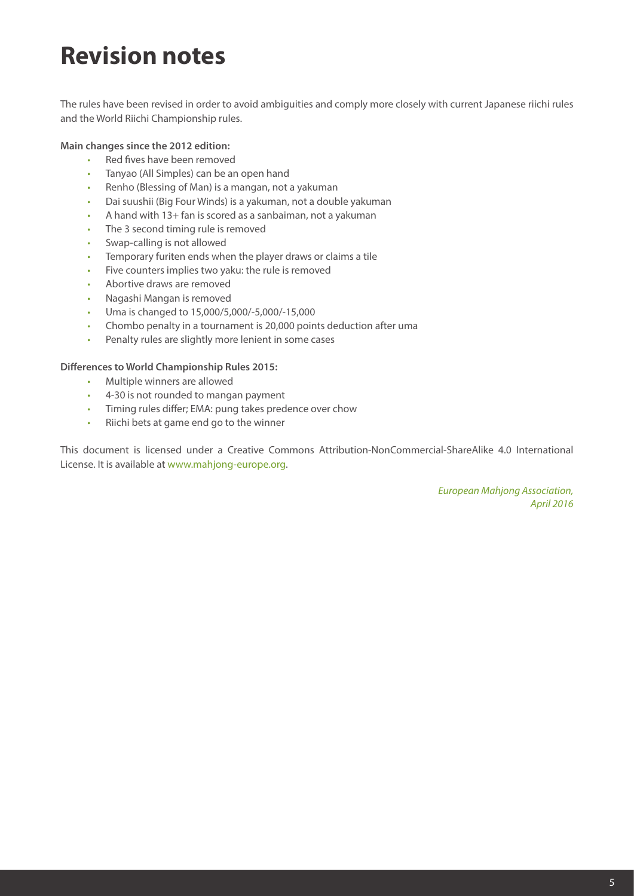# Revision notes

The rules have been revised in order to avoid ambiguities and comply more closely with current Japanese riichi rules and the World Riichi Championship rules.

**Main changes since the 2012 edition:**

- Red fives have been removed
- Tanyao (All Simples) can be an open hand
- Renho (Blessing of Man) is a mangan, not a yakuman
- Dai suushii (Big Four Winds) is a yakuman, not a double yakuman
- A hand with 13+ fan is scored as a sanbaiman, not a yakuman
- The 3 second timing rule is removed
- Swap-calling is not allowed
- Temporary furiten ends when the player draws or claims a tile
- Five counters implies two yaku: the rule is removed
- Abortive draws are removed
- Nagashi Mangan is removed
- Uma is changed to 15,000/5,000/-5,000/-15,000
- Chombo penalty in a tournament is 20,000 points deduction after uma
- Penalty rules are slightly more lenient in some cases

**Differences to World Championship Rules 2015:**

- Multiple winners are allowed
- 4-30 is not rounded to mangan payment
- Timing rules differ; EMA: pung takes predence over chow
- Riichi bets at game end go to the winner

This document is licensed under a Creative Commons Attribution-NonCommercial-ShareAlike 4.0 International License. It is available at www.mahjong-europe.org.

*European Mahjong Association,*
*April 2016*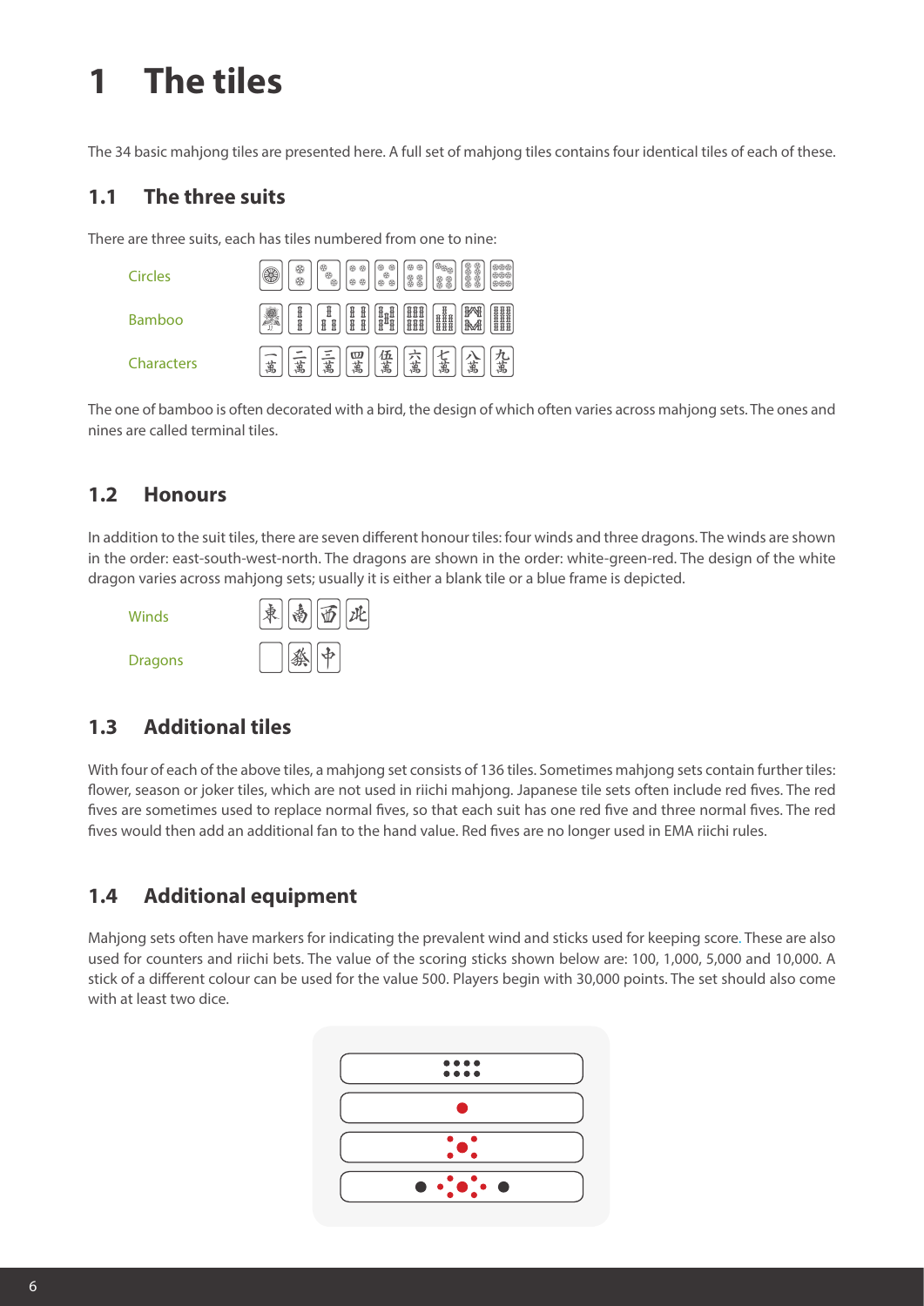# 1 The tiles

The 34 basic mahjong tiles are presented here. A full set of mahjong tiles contains four identical tiles of each of these.

## 1.1 The three suits

There are three suits, each has tiles numbered from one to nine:

Circles

Bamboo

Characters

The one of bamboo is often decorated with a bird, the design of which often varies across mahjong sets. The ones and nines are called terminal tiles.

## 1.2 Honours

In addition to the suit tiles, there are seven different honour tiles: four winds and three dragons. The winds are shown in the order: east-south-west-north. The dragons are shown in the order: white-green-red. The design of the white dragon varies across mahjong sets; usually it is either a blank tile or a blue frame is depicted.

Winds

Dragons

## 1.3 Additional tiles

With four of each of the above tiles, a mahjong set consists of 136 tiles. Sometimes mahjong sets contain further tiles: flower, season or joker tiles, which are not used in riichi mahjong. Japanese tile sets often include red fives. The red fives are sometimes used to replace normal fives, so that each suit has one red five and three normal fives. The red fives would then add an additional fan to the hand value. Red fives are no longer used in EMA riichi rules.

## 1.4 Additional equipment

Mahjong sets often have markers for indicating the prevalent wind and sticks used for keeping score. These are also used for counters and riichi bets. The value of the scoring sticks shown below are: 100, 1,000, 5,000 and 10,000. A stick of a different colour can be used for the value 500. Players begin with 30,000 points. The set should also come with at least two dice.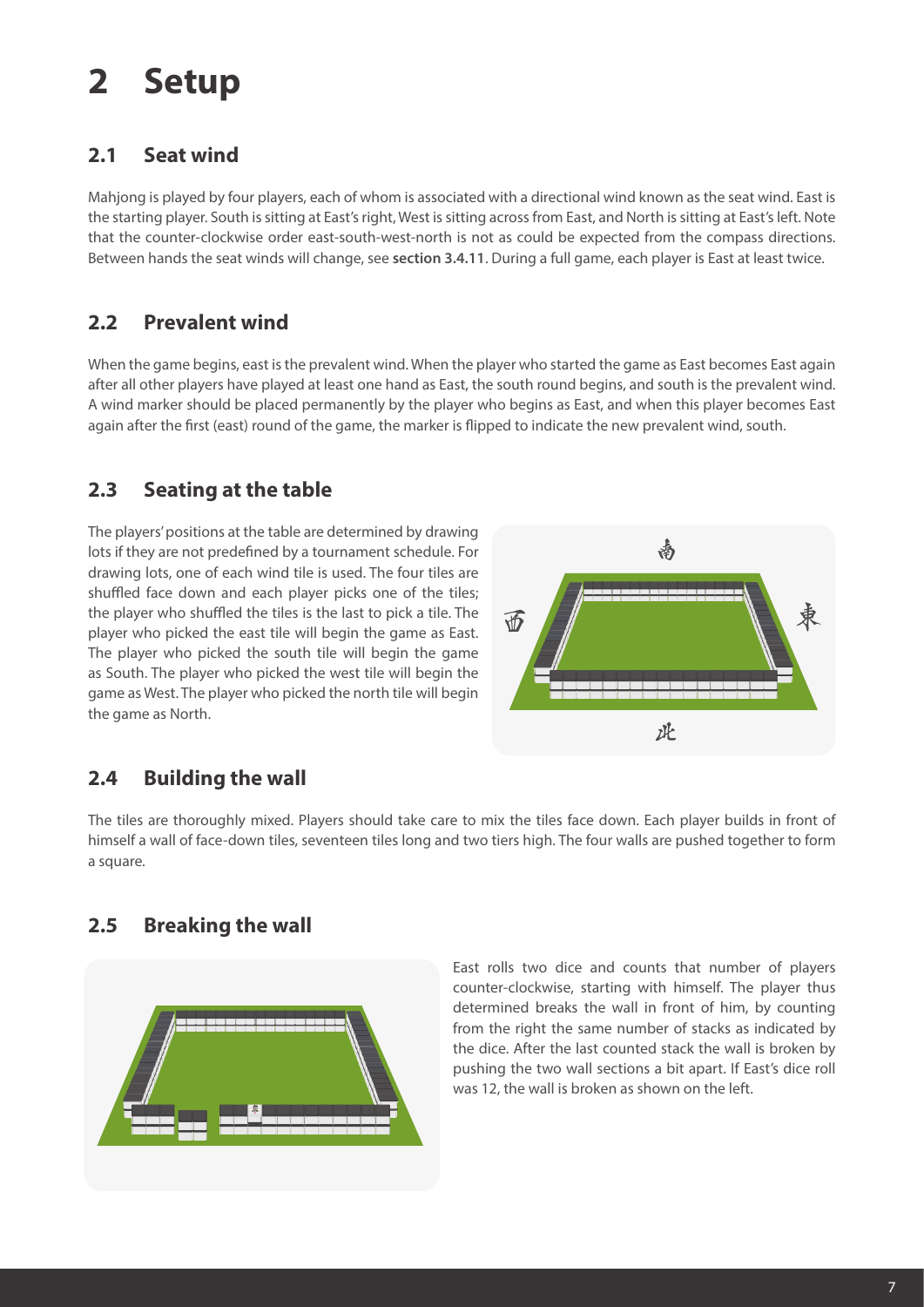# 2 Setup

## 2.1 Seat wind

Mahjong is played by four players, each of whom is associated with a directional wind known as the seat wind. East is the starting player. South is sitting at East's right, West is sitting across from East, and North is sitting at East's left. Note that the counter-clockwise order east-south-west-north is not as could be expected from the compass directions. Between hands the seat winds will change, see **section 3.4.11**. During a full game, each player is East at least twice.

## 2.2 Prevalent wind

When the game begins, east is the prevalent wind. When the player who started the game as East becomes East again after all other players have played at least one hand as East, the south round begins, and south is the prevalent wind. A wind marker should be placed permanently by the player who begins as East, and when this player becomes East again after the first (east) round of the game, the marker is flipped to indicate the new prevalent wind, south.

## 2.3 Seating at the table

The players' positions at the table are determined by drawing lots if they are not predefined by a tournament schedule. For drawing lots, one of each wind tile is used. The four tiles are shuffled face down and each player picks one of the tiles; the player who shuffled the tiles is the last to pick a tile. The player who picked the east tile will begin the game as East. The player who picked the south tile will begin the game as South. The player who picked the west tile will begin the game as West. The player who picked the north tile will begin the game as North.

## 2.4 Building the wall

The tiles are thoroughly mixed. Players should take care to mix the tiles face down. Each player builds in front of himself a wall of face-down tiles, seventeen tiles long and two tiers high. The four walls are pushed together to form a square.

## 2.5 Breaking the wall

East rolls two dice and counts that number of players counter-clockwise, starting with himself. The player thus determined breaks the wall in front of him, by counting from the right the same number of stacks as indicated by the dice. After the last counted stack the wall is broken by pushing the two wall sections a bit apart. If East's dice roll was 12, the wall is broken as shown on the left.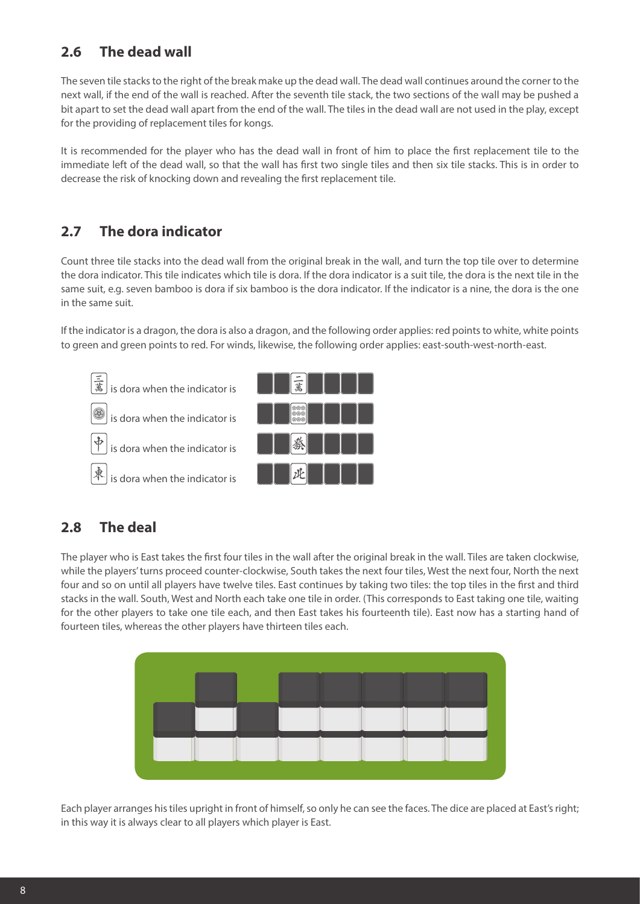## 2.6 The dead wall

The seven tile stacks to the right of the break make up the dead wall. The dead wall continues around the corner to the next wall, if the end of the wall is reached. After the seventh tile stack, the two sections of the wall may be pushed a bit apart to set the dead wall apart from the end of the wall. The tiles in the dead wall are not used in the play, except for the providing of replacement tiles for kongs.

It is recommended for the player who has the dead wall in front of him to place the first replacement tile to the immediate left of the dead wall, so that the wall has first two single tiles and then six tile stacks. This is in order to decrease the risk of knocking down and revealing the first replacement tile.

## 2.7 The dora indicator

Count three tile stacks into the dead wall from the original break in the wall, and turn the top tile over to determine the dora indicator. This tile indicates which tile is dora. If the dora indicator is a suit tile, the dora is the next tile in the same suit, e.g. seven bamboo is dora if six bamboo is the dora indicator. If the indicator is a nine, the dora is the one in the same suit.

If the indicator is a dragon, the dora is also a dragon, and the following order applies: red points to white, white points to green and green points to red. For winds, likewise, the following order applies: east-south-west-north-east.

三萬 is dora when the indicator is 二萬

🀙 is dora when the indicator is 🀟

中 is dora when the indicator is 發

東 is dora when the indicator is 北

## 2.8 The deal

The player who is East takes the first four tiles in the wall after the original break in the wall. Tiles are taken clockwise, while the players' turns proceed counter-clockwise, South takes the next four tiles, West the next four, North the next four and so on until all players have twelve tiles. East continues by taking two tiles: the top tiles in the first and third stacks in the wall. South, West and North each take one tile in order. (This corresponds to East taking one tile, waiting for the other players to take one tile each, and then East takes his fourteenth tile). East now has a starting hand of fourteen tiles, whereas the other players have thirteen tiles each.

Each player arranges his tiles upright in front of himself, so only he can see the faces. The dice are placed at East's right; in this way it is always clear to all players which player is East.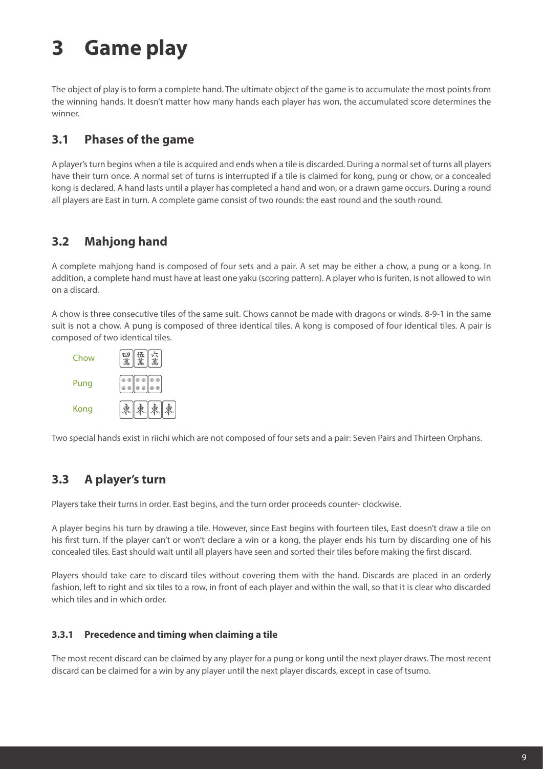# 3 Game play

The object of play is to form a complete hand. The ultimate object of the game is to accumulate the most points from the winning hands. It doesn't matter how many hands each player has won, the accumulated score determines the winner.

## 3.1 Phases of the game

A player's turn begins when a tile is acquired and ends when a tile is discarded. During a normal set of turns all players have their turn once. A normal set of turns is interrupted if a tile is claimed for kong, pung or chow, or a concealed kong is declared. A hand lasts until a player has completed a hand and won, or a drawn game occurs. During a round all players are East in turn. A complete game consist of two rounds: the east round and the south round.

## 3.2 Mahjong hand

A complete mahjong hand is composed of four sets and a pair. A set may be either a chow, a pung or a kong. In addition, a complete hand must have at least one yaku (scoring pattern). A player who is furiten, is not allowed to win on a discard.

A chow is three consecutive tiles of the same suit. Chows cannot be made with dragons or winds. 8-9-1 in the same suit is not a chow. A pung is composed of three identical tiles. A kong is composed of four identical tiles. A pair is composed of two identical tiles.

Chow 四萬 伍萬 六萬

Pung

Kong 東 東 東 東

Two special hands exist in riichi which are not composed of four sets and a pair: Seven Pairs and Thirteen Orphans.

## 3.3 A player's turn

Players take their turns in order. East begins, and the turn order proceeds counter- clockwise.

A player begins his turn by drawing a tile. However, since East begins with fourteen tiles, East doesn't draw a tile on his first turn. If the player can't or won't declare a win or a kong, the player ends his turn by discarding one of his concealed tiles. East should wait until all players have seen and sorted their tiles before making the first discard.

Players should take care to discard tiles without covering them with the hand. Discards are placed in an orderly fashion, left to right and six tiles to a row, in front of each player and within the wall, so that it is clear who discarded which tiles and in which order.

### 3.3.1 Precedence and timing when claiming a tile

The most recent discard can be claimed by any player for a pung or kong until the next player draws. The most recent discard can be claimed for a win by any player until the next player discards, except in case of tsumo.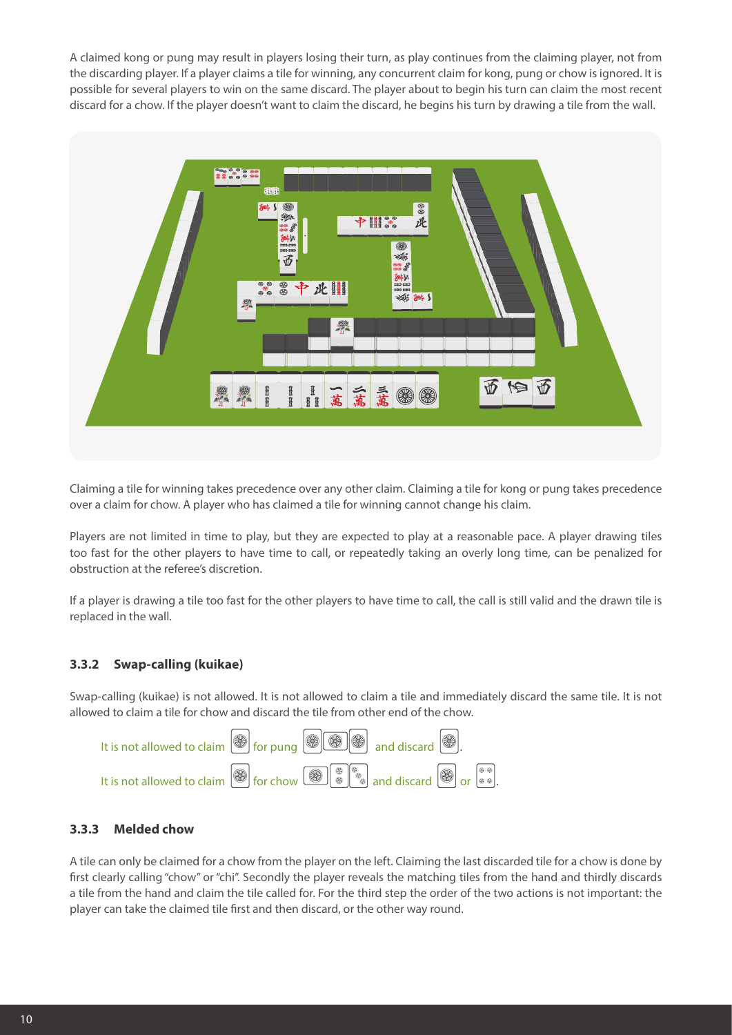A claimed kong or pung may result in players losing their turn, as play continues from the claiming player, not from the discarding player. If a player claims a tile for winning, any concurrent claim for kong, pung or chow is ignored. It is possible for several players to win on the same discard. The player about to begin his turn can claim the most recent discard for a chow. If the player doesn't want to claim the discard, he begins his turn by drawing a tile from the wall.

Claiming a tile for winning takes precedence over any other claim. Claiming a tile for kong or pung takes precedence over a claim for chow. A player who has claimed a tile for winning cannot change his claim.

Players are not limited in time to play, but they are expected to play at a reasonable pace. A player drawing tiles too fast for the other players to have time to call, or repeatedly taking an overly long time, can be penalized for obstruction at the referee's discretion.

If a player is drawing a tile too fast for the other players to have time to call, the call is still valid and the drawn tile is replaced in the wall.

### 3.3.2 Swap-calling (kuikae)

Swap-calling (kuikae) is not allowed. It is not allowed to claim a tile and immediately discard the same tile. It is not allowed to claim a tile for chow and discard the tile from other end of the chow.

It is not allowed to claim for pung and discard .

It is not allowed to claim for chow and discard or .

### 3.3.3 Melded chow

A tile can only be claimed for a chow from the player on the left. Claiming the last discarded tile for a chow is done by first clearly calling "chow" or "chi". Secondly the player reveals the matching tiles from the hand and thirdly discards a tile from the hand and claim the tile called for. For the third step the order of the two actions is not important: the player can take the claimed tile first and then discard, or the other way round.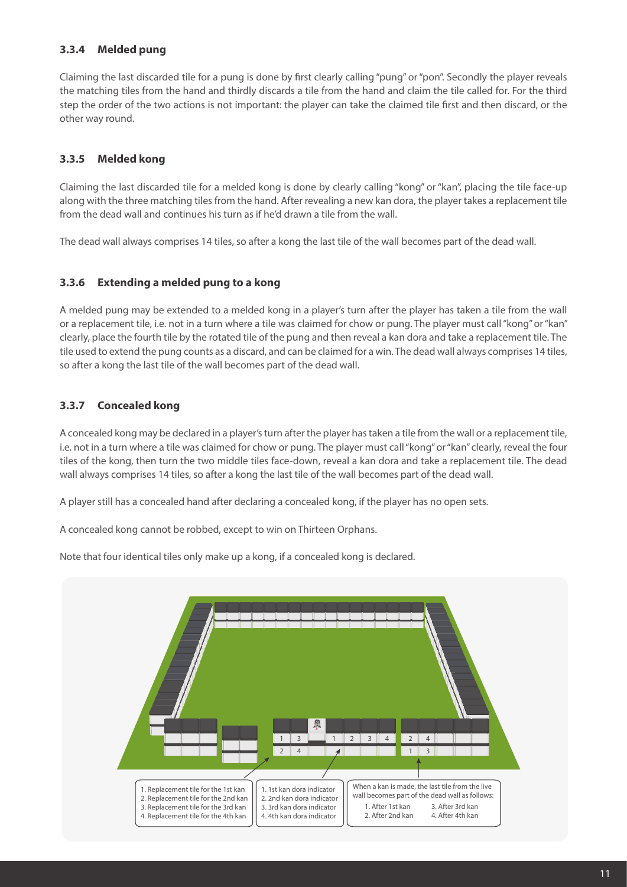### 3.3.4 Melded pung

Claiming the last discarded tile for a pung is done by first clearly calling "pung" or "pon". Secondly the player reveals the matching tiles from the hand and thirdly discards a tile from the hand and claim the tile called for. For the third step the order of the two actions is not important: the player can take the claimed tile first and then discard, or the other way round.

### 3.3.5 Melded kong

Claiming the last discarded tile for a melded kong is done by clearly calling "kong" or "kan", placing the tile face-up along with the three matching tiles from the hand. After revealing a new kan dora, the player takes a replacement tile from the dead wall and continues his turn as if he'd drawn a tile from the wall.

The dead wall always comprises 14 tiles, so after a kong the last tile of the wall becomes part of the dead wall.

### 3.3.6 Extending a melded pung to a kong

A melded pung may be extended to a melded kong in a player's turn after the player has taken a tile from the wall or a replacement tile, i.e. not in a turn where a tile was claimed for chow or pung. The player must call "kong" or "kan" clearly, place the fourth tile by the rotated tile of the pung and then reveal a kan dora and take a replacement tile. The tile used to extend the pung counts as a discard, and can be claimed for a win. The dead wall always comprises 14 tiles, so after a kong the last tile of the wall becomes part of the dead wall.

### 3.3.7 Concealed kong

A concealed kong may be declared in a player's turn after the player has taken a tile from the wall or a replacement tile, i.e. not in a turn where a tile was claimed for chow or pung. The player must call "kong" or "kan" clearly, reveal the four tiles of the kong, then turn the two middle tiles face-down, reveal a kan dora and take a replacement tile. The dead wall always comprises 14 tiles, so after a kong the last tile of the wall becomes part of the dead wall.

A player still has a concealed hand after declaring a concealed kong, if the player has no open sets.

A concealed kong cannot be robbed, except to win on Thirteen Orphans.

Note that four identical tiles only make up a kong, if a concealed kong is declared.

1. Replacement tile for the 1st kan
2. Replacement tile for the 2nd kan
3. Replacement tile for the 3rd kan
4. Replacement tile for the 4th kan

1. 1st kan dora indicator
2. 2nd kan dora indicator
3. 3rd kan dora indicator
4. 4th kan dora indicator

When a kan is made, the last tile from the live wall becomes part of the dead wall as follows:
1. After 1st kan
2. After 2nd kan
3. After 3rd kan
4. After 4th kan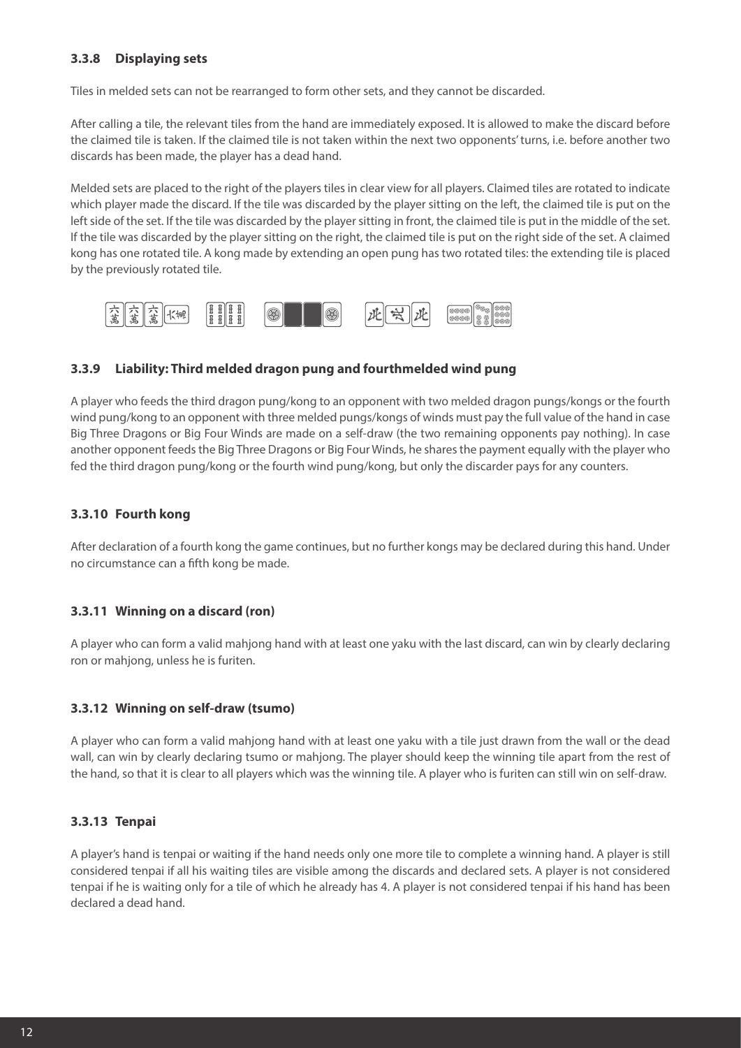### 3.3.8 Displaying sets

Tiles in melded sets can not be rearranged to form other sets, and they cannot be discarded.

After calling a tile, the relevant tiles from the hand are immediately exposed. It is allowed to make the discard before the claimed tile is taken. If the claimed tile is not taken within the next two opponents' turns, i.e. before another two discards has been made, the player has a dead hand.

Melded sets are placed to the right of the players tiles in clear view for all players. Claimed tiles are rotated to indicate which player made the discard. If the tile was discarded by the player sitting on the left, the claimed tile is put on the left side of the set. If the tile was discarded by the player sitting in front, the claimed tile is put in the middle of the set. If the tile was discarded by the player sitting on the right, the claimed tile is put on the right side of the set. A claimed kong has one rotated tile. A kong made by extending an open pung has two rotated tiles: the extending tile is placed by the previously rotated tile.

### 3.3.9 Liability: Third melded dragon pung and fourthmelded wind pung

A player who feeds the third dragon pung/kong to an opponent with two melded dragon pungs/kongs or the fourth wind pung/kong to an opponent with three melded pungs/kongs of winds must pay the full value of the hand in case Big Three Dragons or Big Four Winds are made on a self-draw (the two remaining opponents pay nothing). In case another opponent feeds the Big Three Dragons or Big Four Winds, he shares the payment equally with the player who fed the third dragon pung/kong or the fourth wind pung/kong, but only the discarder pays for any counters.

### 3.3.10 Fourth kong

After declaration of a fourth kong the game continues, but no further kongs may be declared during this hand. Under no circumstance can a fifth kong be made.

### 3.3.11 Winning on a discard (ron)

A player who can form a valid mahjong hand with at least one yaku with the last discard, can win by clearly declaring ron or mahjong, unless he is furiten.

### 3.3.12 Winning on self-draw (tsumo)

A player who can form a valid mahjong hand with at least one yaku with a tile just drawn from the wall or the dead wall, can win by clearly declaring tsumo or mahjong. The player should keep the winning tile apart from the rest of the hand, so that it is clear to all players which was the winning tile. A player who is furiten can still win on self-draw.

### 3.3.13 Tenpai

A player's hand is tenpai or waiting if the hand needs only one more tile to complete a winning hand. A player is still considered tenpai if all his waiting tiles are visible among the discards and declared sets. A player is not considered tenpai if he is waiting only for a tile of which he already has 4. A player is not considered tenpai if his hand has been declared a dead hand.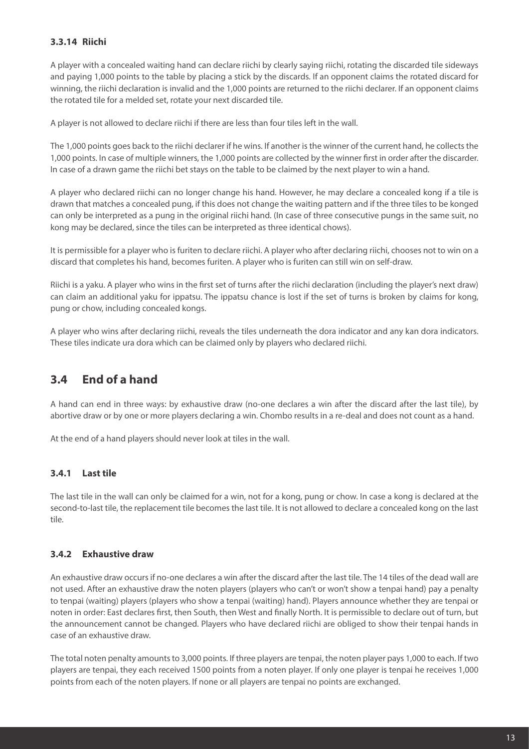#### 3.3.14 Riichi

A player with a concealed waiting hand can declare riichi by clearly saying riichi, rotating the discarded tile sideways and paying 1,000 points to the table by placing a stick by the discards. If an opponent claims the rotated discard for winning, the riichi declaration is invalid and the 1,000 points are returned to the riichi declarer. If an opponent claims the rotated tile for a melded set, rotate your next discarded tile.

A player is not allowed to declare riichi if there are less than four tiles left in the wall.

The 1,000 points goes back to the riichi declarer if he wins. If another is the winner of the current hand, he collects the 1,000 points. In case of multiple winners, the 1,000 points are collected by the winner first in order after the discarder. In case of a drawn game the riichi bet stays on the table to be claimed by the next player to win a hand.

A player who declared riichi can no longer change his hand. However, he may declare a concealed kong if a tile is drawn that matches a concealed pung, if this does not change the waiting pattern and if the three tiles to be konged can only be interpreted as a pung in the original riichi hand. (In case of three consecutive pungs in the same suit, no kong may be declared, since the tiles can be interpreted as three identical chows).

It is permissible for a player who is furiten to declare riichi. A player who after declaring riichi, chooses not to win on a discard that completes his hand, becomes furiten. A player who is furiten can still win on self-draw.

Riichi is a yaku. A player who wins in the first set of turns after the riichi declaration (including the player's next draw) can claim an additional yaku for ippatsu. The ippatsu chance is lost if the set of turns is broken by claims for kong, pung or chow, including concealed kongs.

A player who wins after declaring riichi, reveals the tiles underneath the dora indicator and any kan dora indicators. These tiles indicate ura dora which can be claimed only by players who declared riichi.

## 3.4 End of a hand

A hand can end in three ways: by exhaustive draw (no-one declares a win after the discard after the last tile), by abortive draw or by one or more players declaring a win. Chombo results in a re-deal and does not count as a hand.

At the end of a hand players should never look at tiles in the wall.

### 3.4.1 Last tile

The last tile in the wall can only be claimed for a win, not for a kong, pung or chow. In case a kong is declared at the second-to-last tile, the replacement tile becomes the last tile. It is not allowed to declare a concealed kong on the last tile.

### 3.4.2 Exhaustive draw

An exhaustive draw occurs if no-one declares a win after the discard after the last tile. The 14 tiles of the dead wall are not used. After an exhaustive draw the noten players (players who can't or won't show a tenpai hand) pay a penalty to tenpai (waiting) players (players who show a tenpai (waiting) hand). Players announce whether they are tenpai or noten in order: East declares first, then South, then West and finally North. It is permissible to declare out of turn, but the announcement cannot be changed. Players who have declared riichi are obliged to show their tenpai hands in case of an exhaustive draw.

The total noten penalty amounts to 3,000 points. If three players are tenpai, the noten player pays 1,000 to each. If two players are tenpai, they each received 1500 points from a noten player. If only one player is tenpai he receives 1,000 points from each of the noten players. If none or all players are tenpai no points are exchanged.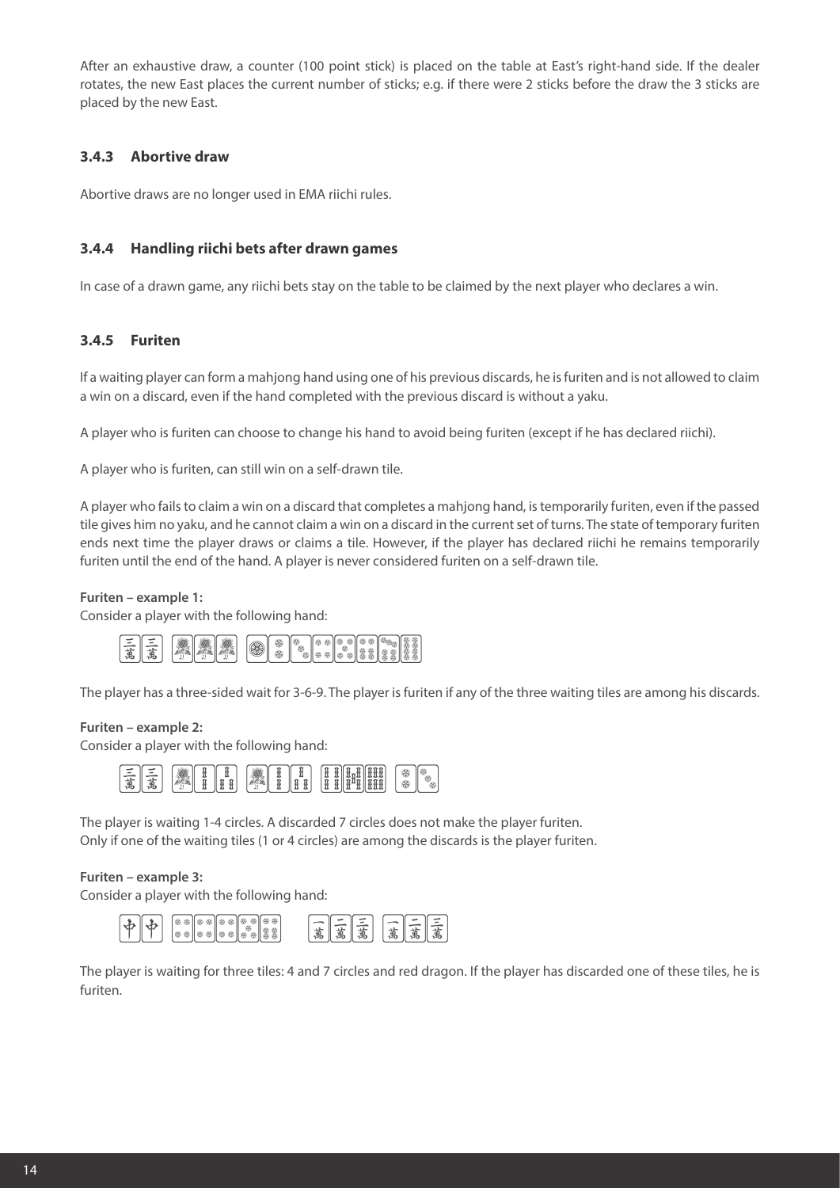After an exhaustive draw, a counter (100 point stick) is placed on the table at East's right-hand side. If the dealer rotates, the new East places the current number of sticks; e.g. if there were 2 sticks before the draw the 3 sticks are placed by the new East.

### 3.4.3 Abortive draw

Abortive draws are no longer used in EMA riichi rules.

### 3.4.4 Handling riichi bets after drawn games

In case of a drawn game, any riichi bets stay on the table to be claimed by the next player who declares a win.

### 3.4.5 Furiten

If a waiting player can form a mahjong hand using one of his previous discards, he is furiten and is not allowed to claim a win on a discard, even if the hand completed with the previous discard is without a yaku.

A player who is furiten can choose to change his hand to avoid being furiten (except if he has declared riichi).

A player who is furiten, can still win on a self-drawn tile.

A player who fails to claim a win on a discard that completes a mahjong hand, is temporarily furiten, even if the passed tile gives him no yaku, and he cannot claim a win on a discard in the current set of turns. The state of temporary furiten ends next time the player draws or claims a tile. However, if the player has declared riichi he remains temporarily furiten until the end of the hand. A player is never considered furiten on a self-drawn tile.

**Furiten – example 1:**
Consider a player with the following hand:

The player has a three-sided wait for 3-6-9. The player is furiten if any of the three waiting tiles are among his discards.

**Furiten – example 2:**
Consider a player with the following hand:

The player is waiting 1-4 circles. A discarded 7 circles does not make the player furiten.
Only if one of the waiting tiles (1 or 4 circles) are among the discards is the player furiten.

**Furiten – example 3:**
Consider a player with the following hand:

The player is waiting for three tiles: 4 and 7 circles and red dragon. If the player has discarded one of these tiles, he is furiten.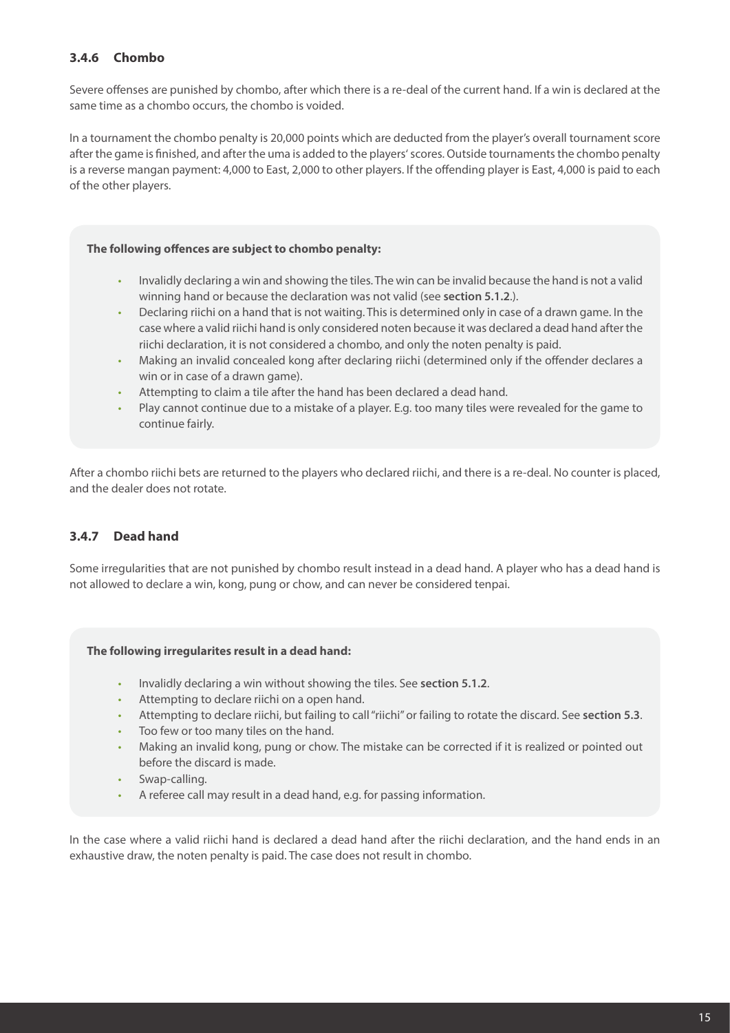### 3.4.6 Chombo

Severe offenses are punished by chombo, after which there is a re-deal of the current hand. If a win is declared at the same time as a chombo occurs, the chombo is voided.

In a tournament the chombo penalty is 20,000 points which are deducted from the player's overall tournament score after the game is finished, and after the uma is added to the players' scores. Outside tournaments the chombo penalty is a reverse mangan payment: 4,000 to East, 2,000 to other players. If the offending player is East, 4,000 is paid to each of the other players.

**The following offences are subject to chombo penalty:**

- Invalidly declaring a win and showing the tiles. The win can be invalid because the hand is not a valid winning hand or because the declaration was not valid (see **section 5.1.2**.).
- Declaring riichi on a hand that is not waiting. This is determined only in case of a drawn game. In the case where a valid riichi hand is only considered noten because it was declared a dead hand after the riichi declaration, it is not considered a chombo, and only the noten penalty is paid.
- Making an invalid concealed kong after declaring riichi (determined only if the offender declares a win or in case of a drawn game).
- Attempting to claim a tile after the hand has been declared a dead hand.
- Play cannot continue due to a mistake of a player. E.g. too many tiles were revealed for the game to continue fairly.

After a chombo riichi bets are returned to the players who declared riichi, and there is a re-deal. No counter is placed, and the dealer does not rotate.

### 3.4.7 Dead hand

Some irregularities that are not punished by chombo result instead in a dead hand. A player who has a dead hand is not allowed to declare a win, kong, pung or chow, and can never be considered tenpai.

**The following irregularites result in a dead hand:**

- Invalidly declaring a win without showing the tiles. See **section 5.1.2**.
- Attempting to declare riichi on a open hand.
- Attempting to declare riichi, but failing to call "riichi" or failing to rotate the discard. See **section 5.3**.
- Too few or too many tiles on the hand.
- Making an invalid kong, pung or chow. The mistake can be corrected if it is realized or pointed out before the discard is made.
- Swap-calling.
- A referee call may result in a dead hand, e.g. for passing information.

In the case where a valid riichi hand is declared a dead hand after the riichi declaration, and the hand ends in an exhaustive draw, the noten penalty is paid. The case does not result in chombo.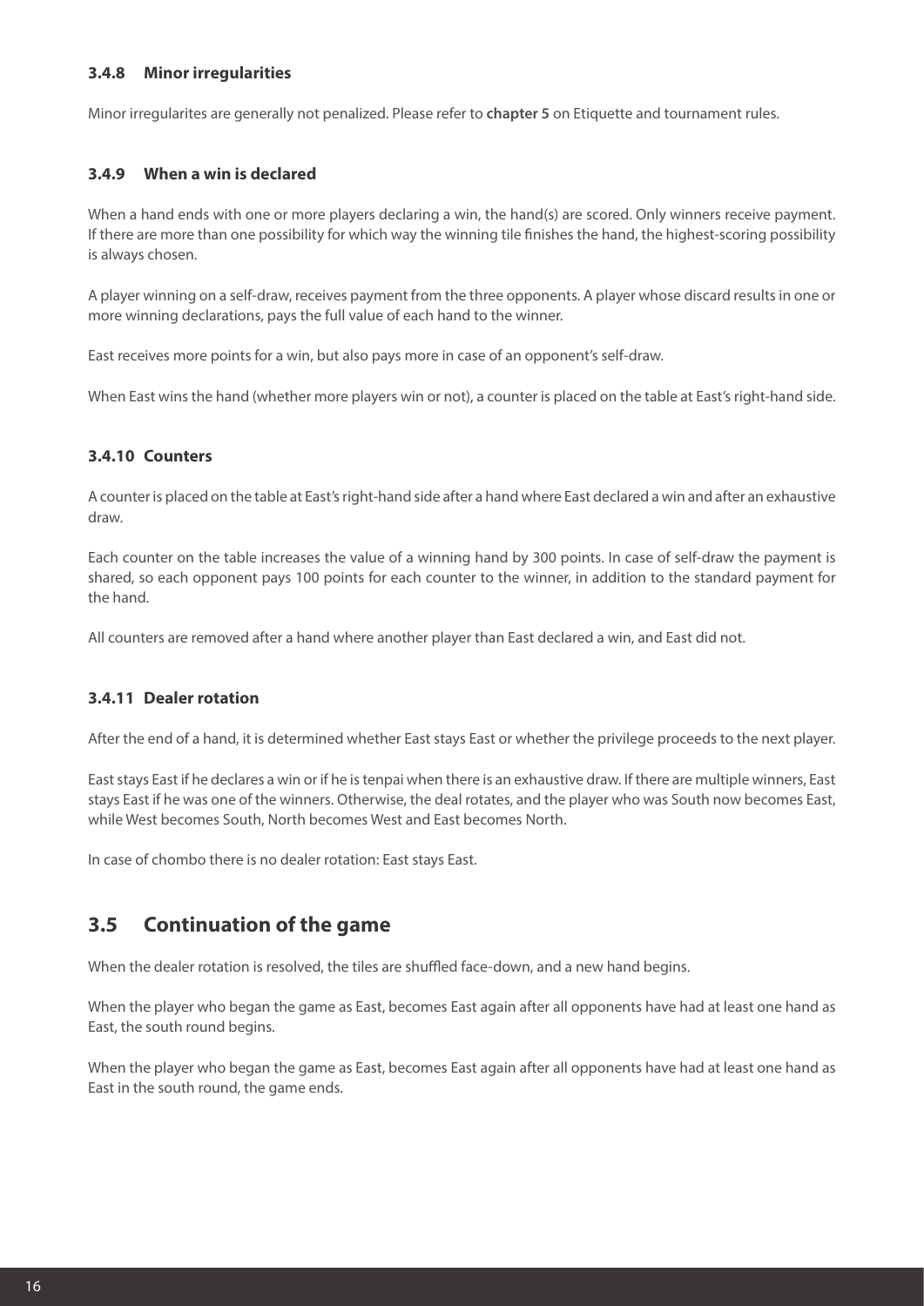### 3.4.8 Minor irregularities

Minor irregularites are generally not penalized. Please refer to **chapter 5** on Etiquette and tournament rules.

### 3.4.9 When a win is declared

When a hand ends with one or more players declaring a win, the hand(s) are scored. Only winners receive payment. If there are more than one possibility for which way the winning tile finishes the hand, the highest-scoring possibility is always chosen.

A player winning on a self-draw, receives payment from the three opponents. A player whose discard results in one or more winning declarations, pays the full value of each hand to the winner.

East receives more points for a win, but also pays more in case of an opponent's self-draw.

When East wins the hand (whether more players win or not), a counter is placed on the table at East's right-hand side.

### 3.4.10 Counters

A counter is placed on the table at East's right-hand side after a hand where East declared a win and after an exhaustive draw.

Each counter on the table increases the value of a winning hand by 300 points. In case of self-draw the payment is shared, so each opponent pays 100 points for each counter to the winner, in addition to the standard payment for the hand.

All counters are removed after a hand where another player than East declared a win, and East did not.

### 3.4.11 Dealer rotation

After the end of a hand, it is determined whether East stays East or whether the privilege proceeds to the next player.

East stays East if he declares a win or if he is tenpai when there is an exhaustive draw. If there are multiple winners, East stays East if he was one of the winners. Otherwise, the deal rotates, and the player who was South now becomes East, while West becomes South, North becomes West and East becomes North.

In case of chombo there is no dealer rotation: East stays East.

## 3.5 Continuation of the game

When the dealer rotation is resolved, the tiles are shuffled face-down, and a new hand begins.

When the player who began the game as East, becomes East again after all opponents have had at least one hand as East, the south round begins.

When the player who began the game as East, becomes East again after all opponents have had at least one hand as East in the south round, the game ends.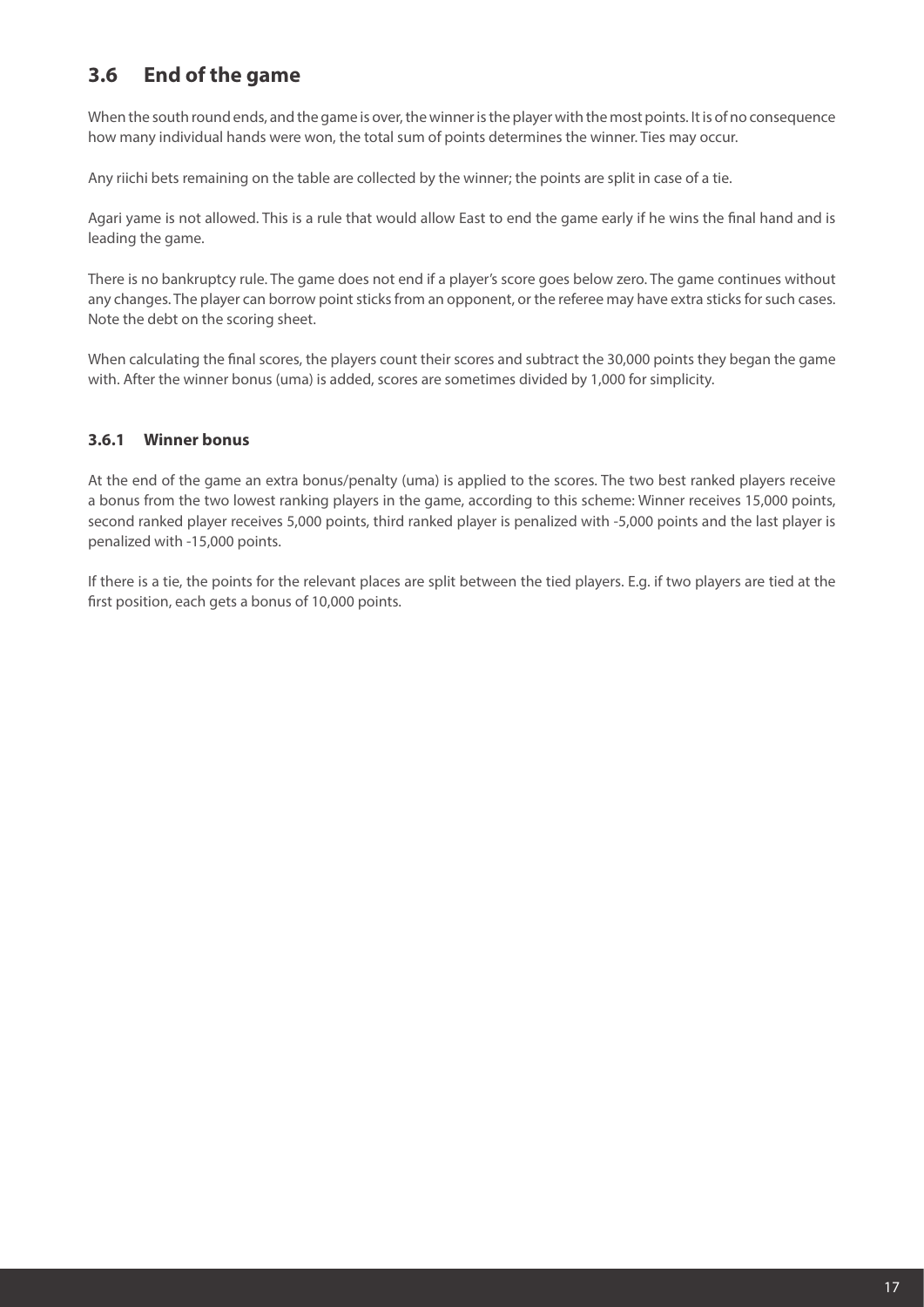## 3.6 End of the game

When the south round ends, and the game is over, the winner is the player with the most points. It is of no consequence how many individual hands were won, the total sum of points determines the winner. Ties may occur.

Any riichi bets remaining on the table are collected by the winner; the points are split in case of a tie.

Agari yame is not allowed. This is a rule that would allow East to end the game early if he wins the final hand and is leading the game.

There is no bankruptcy rule. The game does not end if a player's score goes below zero. The game continues without any changes. The player can borrow point sticks from an opponent, or the referee may have extra sticks for such cases. Note the debt on the scoring sheet.

When calculating the final scores, the players count their scores and subtract the 30,000 points they began the game with. After the winner bonus (uma) is added, scores are sometimes divided by 1,000 for simplicity.

### 3.6.1 Winner bonus

At the end of the game an extra bonus/penalty (uma) is applied to the scores. The two best ranked players receive a bonus from the two lowest ranking players in the game, according to this scheme: Winner receives 15,000 points, second ranked player receives 5,000 points, third ranked player is penalized with -5,000 points and the last player is penalized with -15,000 points.

If there is a tie, the points for the relevant places are split between the tied players. E.g. if two players are tied at the first position, each gets a bonus of 10,000 points.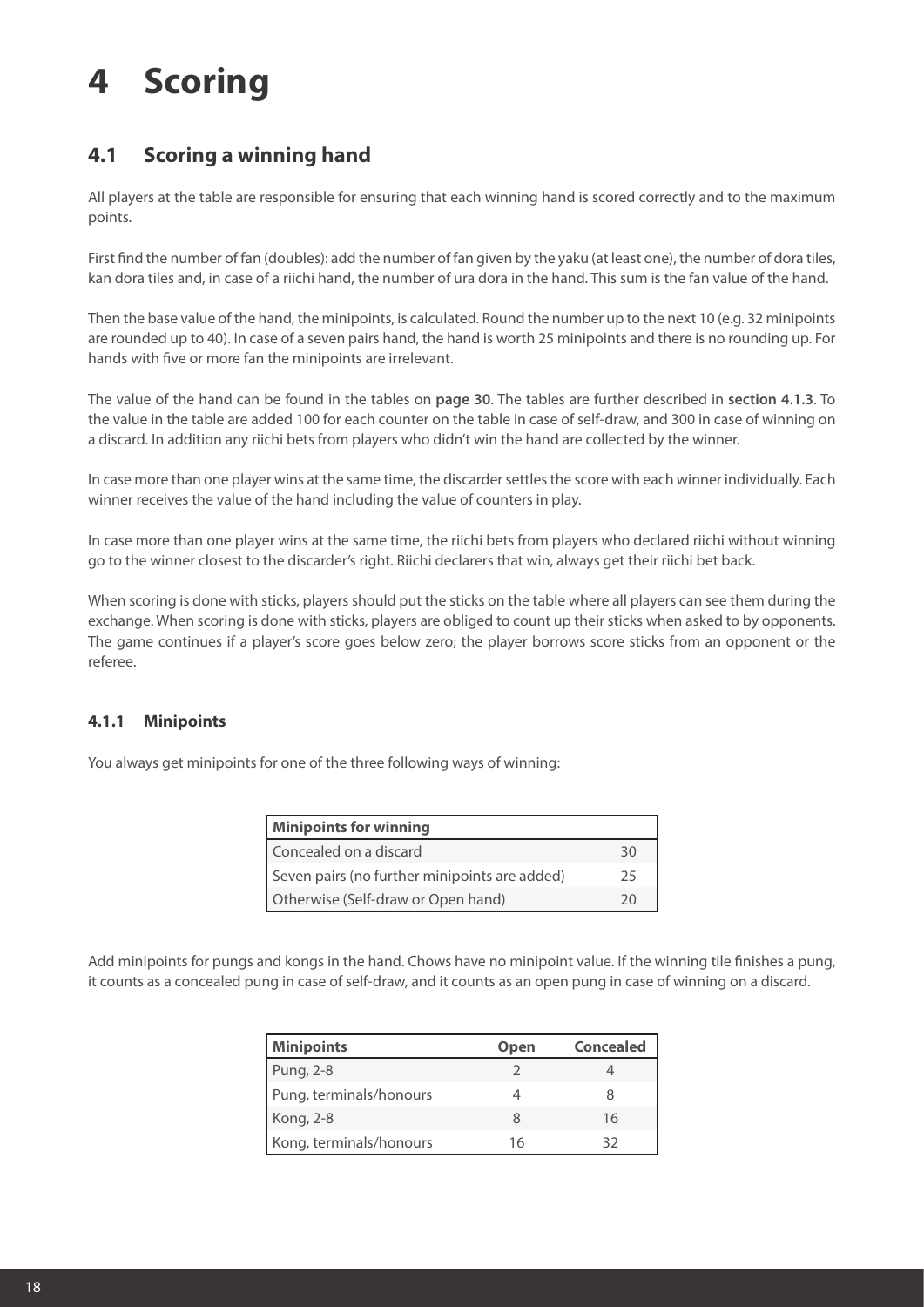# 4 Scoring

## 4.1 Scoring a winning hand

All players at the table are responsible for ensuring that each winning hand is scored correctly and to the maximum points.

First find the number of fan (doubles): add the number of fan given by the yaku (at least one), the number of dora tiles, kan dora tiles and, in case of a riichi hand, the number of ura dora in the hand. This sum is the fan value of the hand.

Then the base value of the hand, the minipoints, is calculated. Round the number up to the next 10 (e.g. 32 minipoints are rounded up to 40). In case of a seven pairs hand, the hand is worth 25 minipoints and there is no rounding up. For hands with five or more fan the minipoints are irrelevant.

The value of the hand can be found in the tables on **page 30**. The tables are further described in **section 4.1.3**. To the value in the table are added 100 for each counter on the table in case of self-draw, and 300 in case of winning on a discard. In addition any riichi bets from players who didn't win the hand are collected by the winner.

In case more than one player wins at the same time, the discarder settles the score with each winner individually. Each winner receives the value of the hand including the value of counters in play.

In case more than one player wins at the same time, the riichi bets from players who declared riichi without winning go to the winner closest to the discarder's right. Riichi declarers that win, always get their riichi bet back.

When scoring is done with sticks, players should put the sticks on the table where all players can see them during the exchange. When scoring is done with sticks, players are obliged to count up their sticks when asked to by opponents. The game continues if a player's score goes below zero; the player borrows score sticks from an opponent or the referee.

### 4.1.1 Minipoints

You always get minipoints for one of the three following ways of winning:

| Minipoints for winning | |
|---|---|
| Concealed on a discard | 30 |
| Seven pairs (no further minipoints are added) | 25 |
| Otherwise (Self-draw or Open hand) | 20 |

Add minipoints for pungs and kongs in the hand. Chows have no minipoint value. If the winning tile finishes a pung, it counts as a concealed pung in case of self-draw, and it counts as an open pung in case of winning on a discard.

| Minipoints | Open | Concealed |
|---|---|---|
| Pung, 2-8 | 2 | 4 |
| Pung, terminals/honours | 4 | 8 |
| Kong, 2-8 | 8 | 16 |
| Kong, terminals/honours | 16 | 32 |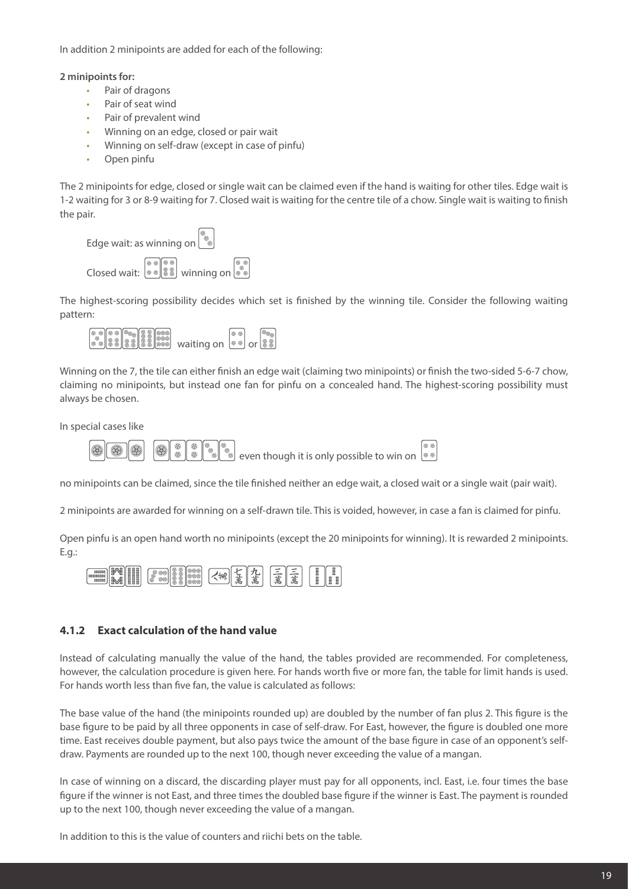In addition 2 minipoints are added for each of the following:

**2 minipoints for:**

- Pair of dragons
- Pair of seat wind
- Pair of prevalent wind
- Winning on an edge, closed or pair wait
- Winning on self-draw (except in case of pinfu)
- Open pinfu

The 2 minipoints for edge, closed or single wait can be claimed even if the hand is waiting for other tiles. Edge wait is 1-2 waiting for 3 or 8-9 waiting for 7. Closed wait is waiting for the centre tile of a chow. Single wait is waiting to finish the pair.

Edge wait: as winning on

Closed wait: winning on

The highest-scoring possibility decides which set is finished by the winning tile. Consider the following waiting pattern:

waiting on or

Winning on the 7, the tile can either finish an edge wait (claiming two minipoints) or finish the two-sided 5-6-7 chow, claiming no minipoints, but instead one fan for pinfu on a concealed hand. The highest-scoring possibility must always be chosen.

In special cases like

even though it is only possible to win on

no minipoints can be claimed, since the tile finished neither an edge wait, a closed wait or a single wait (pair wait).

2 minipoints are awarded for winning on a self-drawn tile. This is voided, however, in case a fan is claimed for pinfu.

Open pinfu is an open hand worth no minipoints (except the 20 minipoints for winning). It is rewarded 2 minipoints. E.g.:

### 4.1.2 Exact calculation of the hand value

Instead of calculating manually the value of the hand, the tables provided are recommended. For completeness, however, the calculation procedure is given here. For hands worth five or more fan, the table for limit hands is used. For hands worth less than five fan, the value is calculated as follows:

The base value of the hand (the minipoints rounded up) are doubled by the number of fan plus 2. This figure is the base figure to be paid by all three opponents in case of self-draw. For East, however, the figure is doubled one more time. East receives double payment, but also pays twice the amount of the base figure in case of an opponent's self-draw. Payments are rounded up to the next 100, though never exceeding the value of a mangan.

In case of winning on a discard, the discarding player must pay for all opponents, incl. East, i.e. four times the base figure if the winner is not East, and three times the doubled base figure if the winner is East. The payment is rounded up to the next 100, though never exceeding the value of a mangan.

In addition to this is the value of counters and riichi bets on the table.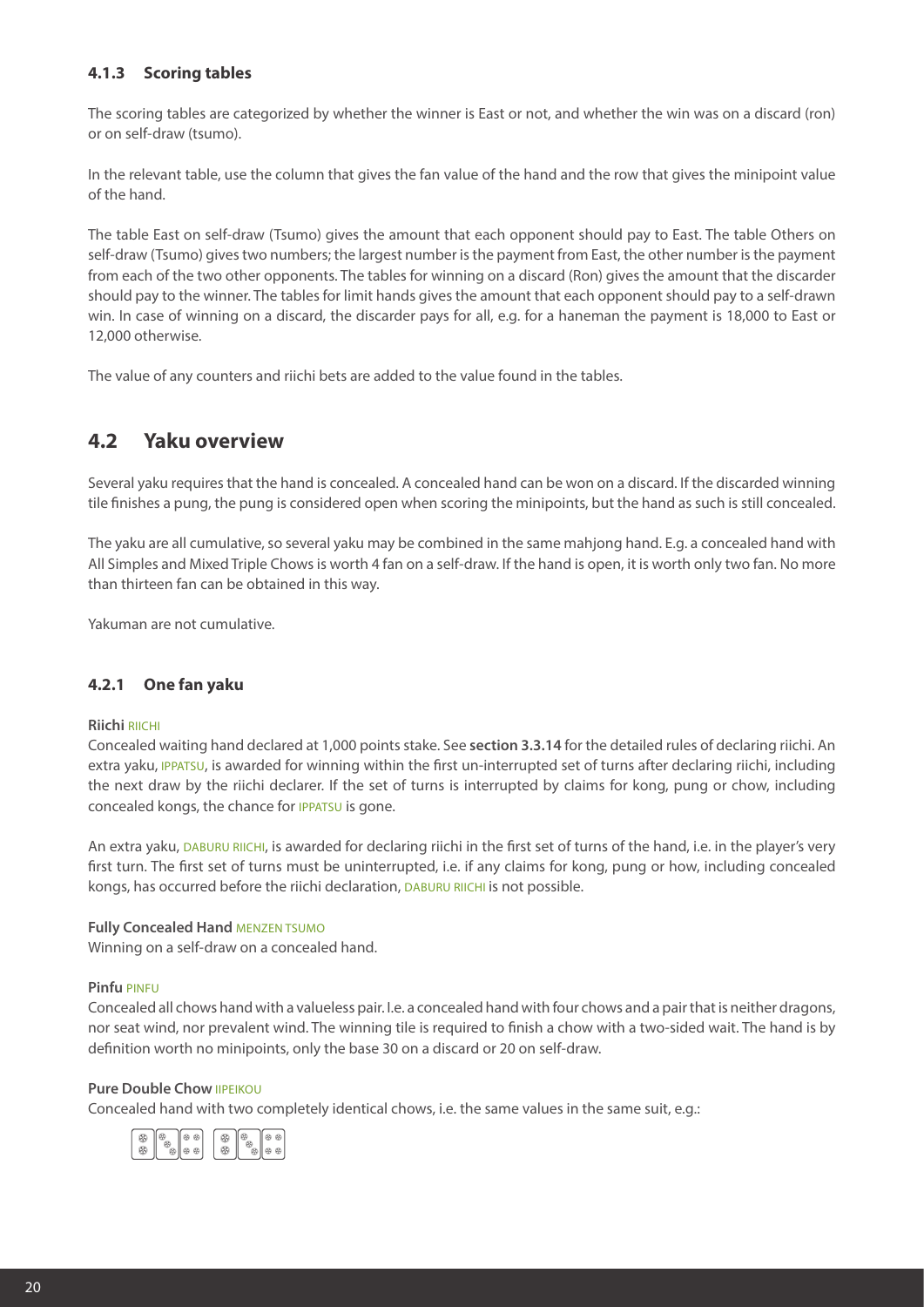### 4.1.3 Scoring tables

The scoring tables are categorized by whether the winner is East or not, and whether the win was on a discard (ron) or on self-draw (tsumo).

In the relevant table, use the column that gives the fan value of the hand and the row that gives the minipoint value of the hand.

The table East on self-draw (Tsumo) gives the amount that each opponent should pay to East. The table Others on self-draw (Tsumo) gives two numbers; the largest number is the payment from East, the other number is the payment from each of the two other opponents. The tables for winning on a discard (Ron) gives the amount that the discarder should pay to the winner. The tables for limit hands gives the amount that each opponent should pay to a self-drawn win. In case of winning on a discard, the discarder pays for all, e.g. for a haneman the payment is 18,000 to East or 12,000 otherwise.

The value of any counters and riichi bets are added to the value found in the tables.

## 4.2 Yaku overview

Several yaku requires that the hand is concealed. A concealed hand can be won on a discard. If the discarded winning tile finishes a pung, the pung is considered open when scoring the minipoints, but the hand as such is still concealed.

The yaku are all cumulative, so several yaku may be combined in the same mahjong hand. E.g. a concealed hand with All Simples and Mixed Triple Chows is worth 4 fan on a self-draw. If the hand is open, it is worth only two fan. No more than thirteen fan can be obtained in this way.

Yakuman are not cumulative.

### 4.2.1 One fan yaku

**Riichi** RIICHI

Concealed waiting hand declared at 1,000 points stake. See **section 3.3.14** for the detailed rules of declaring riichi. An extra yaku, IPPATSU, is awarded for winning within the first un-interrupted set of turns after declaring riichi, including the next draw by the riichi declarer. If the set of turns is interrupted by claims for kong, pung or chow, including concealed kongs, the chance for IPPATSU is gone.

An extra yaku, DABURU RIICHI, is awarded for declaring riichi in the first set of turns of the hand, i.e. in the player's very first turn. The first set of turns must be uninterrupted, i.e. if any claims for kong, pung or how, including concealed kongs, has occurred before the riichi declaration, DABURU RIICHI is not possible.

**Fully Concealed Hand** MENZEN TSUMO

Winning on a self-draw on a concealed hand.

**Pinfu** PINFU

Concealed all chows hand with a valueless pair. I.e. a concealed hand with four chows and a pair that is neither dragons, nor seat wind, nor prevalent wind. The winning tile is required to finish a chow with a two-sided wait. The hand is by definition worth no minipoints, only the base 30 on a discard or 20 on self-draw.

**Pure Double Chow** IIPEIKOU

Concealed hand with two completely identical chows, i.e. the same values in the same suit, e.g.: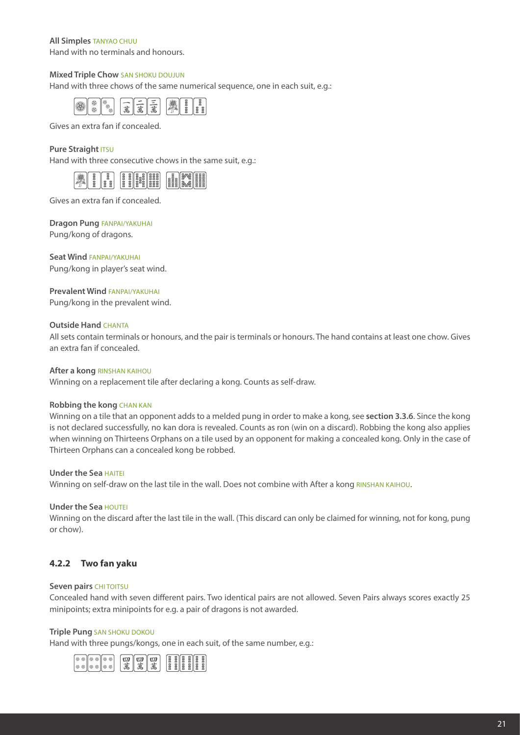**All Simples** TANYAO CHUU
Hand with no terminals and honours.

**Mixed Triple Chow** SAN SHOKU DOUJUN
Hand with three chows of the same numerical sequence, one in each suit, e.g.:

Gives an extra fan if concealed.

**Pure Straight** ITSU
Hand with three consecutive chows in the same suit, e.g.:

Gives an extra fan if concealed.

**Dragon Pung** FANPAI/YAKUHAI
Pung/kong of dragons.

**Seat Wind** FANPAI/YAKUHAI
Pung/kong in player's seat wind.

**Prevalent Wind** FANPAI/YAKUHAI
Pung/kong in the prevalent wind.

**Outside Hand** CHANTA
All sets contain terminals or honours, and the pair is terminals or honours. The hand contains at least one chow. Gives an extra fan if concealed.

**After a kong** RINSHAN KAIHOU
Winning on a replacement tile after declaring a kong. Counts as self-draw.

**Robbing the kong** CHAN KAN
Winning on a tile that an opponent adds to a melded pung in order to make a kong, see **section 3.3.6**. Since the kong is not declared successfully, no kan dora is revealed. Counts as ron (win on a discard). Robbing the kong also applies when winning on Thirteens Orphans on a tile used by an opponent for making a concealed kong. Only in the case of Thirteen Orphans can a concealed kong be robbed.

**Under the Sea** HAITEI
Winning on self-draw on the last tile in the wall. Does not combine with After a kong RINSHAN KAIHOU.

**Under the Sea** HOUTEI
Winning on the discard after the last tile in the wall. (This discard can only be claimed for winning, not for kong, pung or chow).

### 4.2.2 Two fan yaku

**Seven pairs** CHI TOITSU
Concealed hand with seven different pairs. Two identical pairs are not allowed. Seven Pairs always scores exactly 25 minipoints; extra minipoints for e.g. a pair of dragons is not awarded.

**Triple Pung** SAN SHOKU DOKOU
Hand with three pungs/kongs, one in each suit, of the same number, e.g.: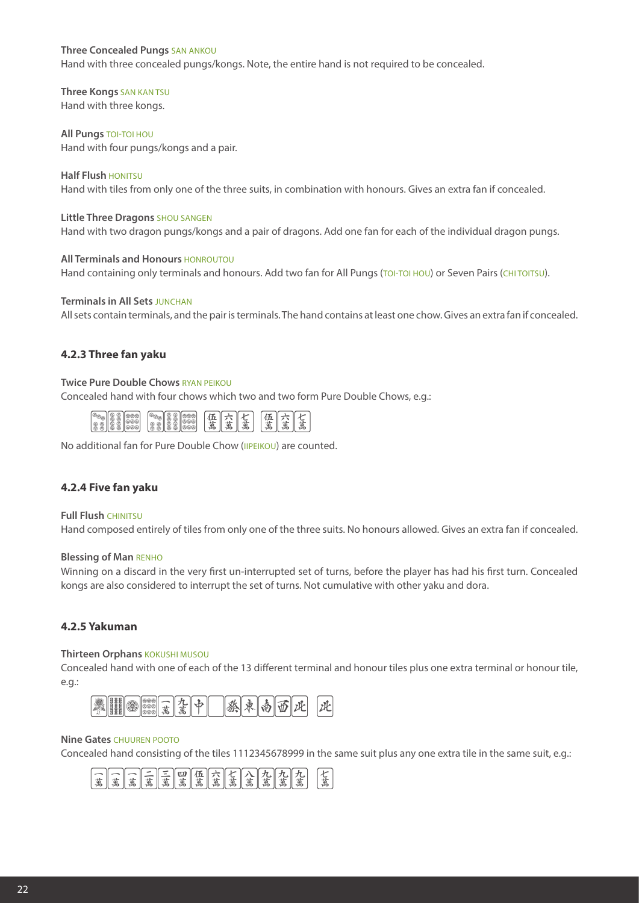**Three Concealed Pungs** SAN ANKOU
Hand with three concealed pungs/kongs. Note, the entire hand is not required to be concealed.

**Three Kongs** SAN KAN TSU
Hand with three kongs.

**All Pungs** TOI-TOI HOU
Hand with four pungs/kongs and a pair.

**Half Flush** HONITSU
Hand with tiles from only one of the three suits, in combination with honours. Gives an extra fan if concealed.

**Little Three Dragons** SHOU SANGEN
Hand with two dragon pungs/kongs and a pair of dragons. Add one fan for each of the individual dragon pungs.

**All Terminals and Honours** HONROUTOU
Hand containing only terminals and honours. Add two fan for All Pungs (TOI-TOI HOU) or Seven Pairs (CHI TOITSU).

**Terminals in All Sets** JUNCHAN
All sets contain terminals, and the pair is terminals. The hand contains at least one chow. Gives an extra fan if concealed.

### 4.2.3 Three fan yaku

**Twice Pure Double Chows** RYAN PEIKOU
Concealed hand with four chows which two and two form Pure Double Chows, e.g.:

No additional fan for Pure Double Chow (IIPEIKOU) are counted.

### 4.2.4 Five fan yaku

**Full Flush** CHINITSU
Hand composed entirely of tiles from only one of the three suits. No honours allowed. Gives an extra fan if concealed.

**Blessing of Man** RENHO
Winning on a discard in the very first un-interrupted set of turns, before the player has had his first turn. Concealed kongs are also considered to interrupt the set of turns. Not cumulative with other yaku and dora.

### 4.2.5 Yakuman

**Thirteen Orphans** KOKUSHI MUSOU
Concealed hand with one of each of the 13 different terminal and honour tiles plus one extra terminal or honour tile, e.g.:

**Nine Gates** CHUUREN POOTO
Concealed hand consisting of the tiles 1112345678999 in the same suit plus any one extra tile in the same suit, e.g.: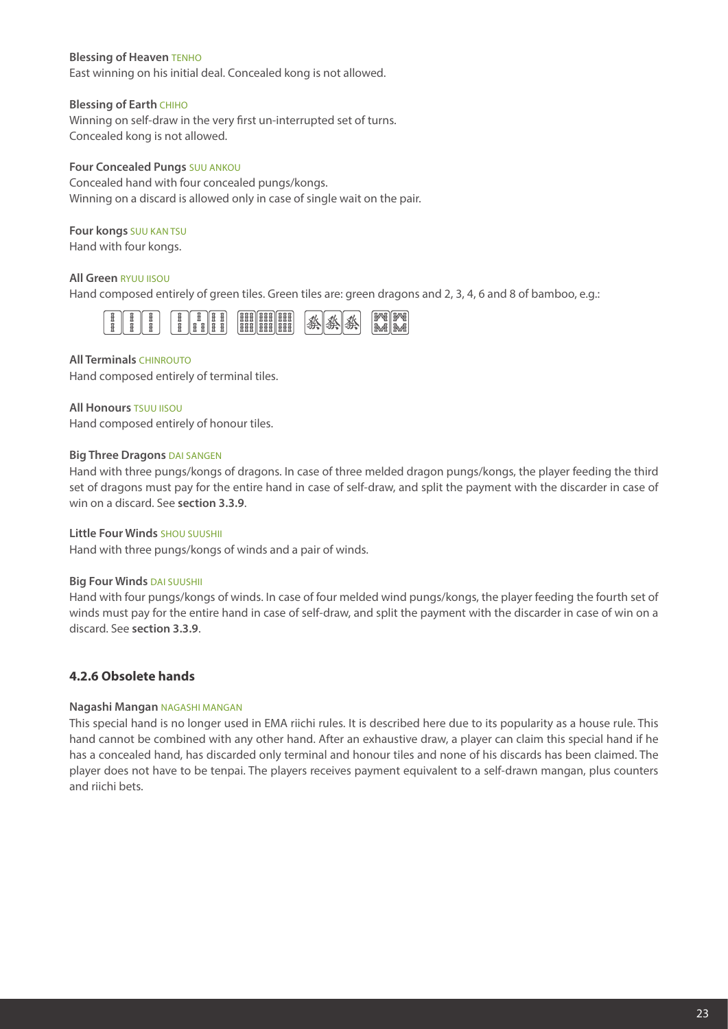**Blessing of Heaven** TENHO
East winning on his initial deal. Concealed kong is not allowed.

**Blessing of Earth** CHIHO
Winning on self-draw in the very first un-interrupted set of turns.
Concealed kong is not allowed.

**Four Concealed Pungs** SUU ANKOU
Concealed hand with four concealed pungs/kongs.
Winning on a discard is allowed only in case of single wait on the pair.

**Four kongs** SUU KAN TSU
Hand with four kongs.

**All Green** RYUU IISOU
Hand composed entirely of green tiles. Green tiles are: green dragons and 2, 3, 4, 6 and 8 of bamboo, e.g.:

**All Terminals** CHINROUTO
Hand composed entirely of terminal tiles.

**All Honours** TSUU IISOU
Hand composed entirely of honour tiles.

**Big Three Dragons** DAI SANGEN
Hand with three pungs/kongs of dragons. In case of three melded dragon pungs/kongs, the player feeding the third set of dragons must pay for the entire hand in case of self-draw, and split the payment with the discarder in case of win on a discard. See **section 3.3.9**.

**Little Four Winds** SHOU SUUSHII
Hand with three pungs/kongs of winds and a pair of winds.

**Big Four Winds** DAI SUUSHII
Hand with four pungs/kongs of winds. In case of four melded wind pungs/kongs, the player feeding the fourth set of winds must pay for the entire hand in case of self-draw, and split the payment with the discarder in case of win on a discard. See **section 3.3.9**.

### 4.2.6 Obsolete hands

**Nagashi Mangan** NAGASHI MANGAN
This special hand is no longer used in EMA riichi rules. It is described here due to its popularity as a house rule. This hand cannot be combined with any other hand. After an exhaustive draw, a player can claim this special hand if he has a concealed hand, has discarded only terminal and honour tiles and none of his discards has been claimed. The player does not have to be tenpai. The players receives payment equivalent to a self-drawn mangan, plus counters and riichi bets.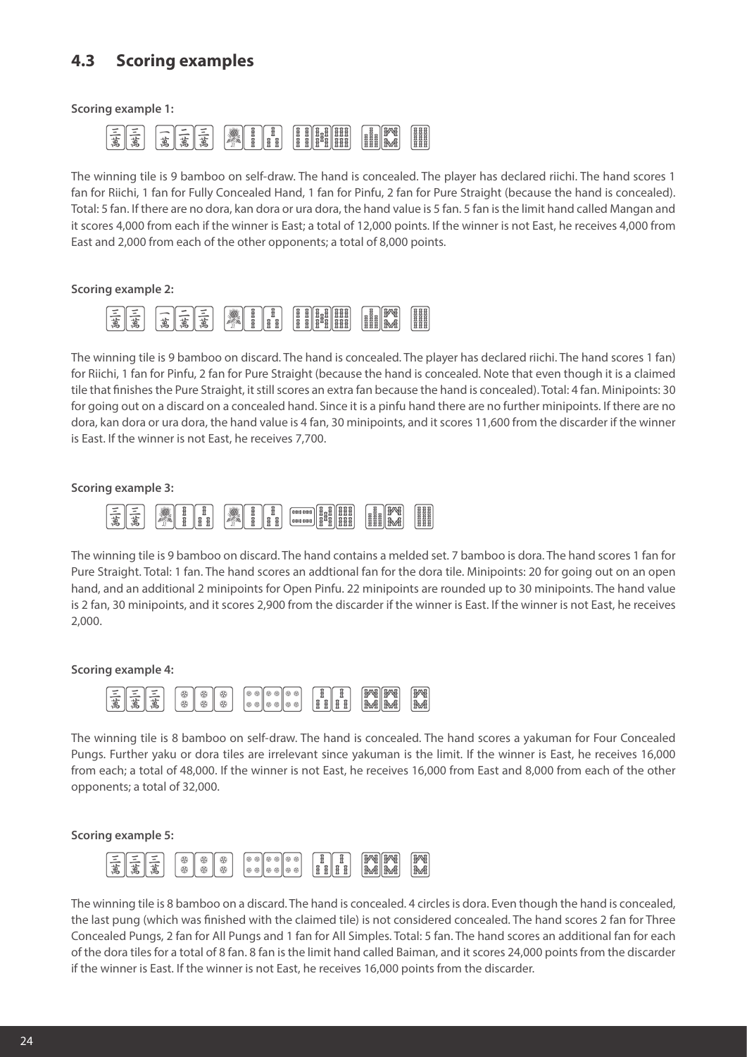## 4.3 Scoring examples

**Scoring example 1:**

The winning tile is 9 bamboo on self-draw. The hand is concealed. The player has declared riichi. The hand scores 1 fan for Riichi, 1 fan for Fully Concealed Hand, 1 fan for Pinfu, 2 fan for Pure Straight (because the hand is concealed). Total: 5 fan. If there are no dora, kan dora or ura dora, the hand value is 5 fan. 5 fan is the limit hand called Mangan and it scores 4,000 from each if the winner is East; a total of 12,000 points. If the winner is not East, he receives 4,000 from East and 2,000 from each of the other opponents; a total of 8,000 points.

**Scoring example 2:**

The winning tile is 9 bamboo on discard. The hand is concealed. The player has declared riichi. The hand scores 1 fan) for Riichi, 1 fan for Pinfu, 2 fan for Pure Straight (because the hand is concealed. Note that even though it is a claimed tile that finishes the Pure Straight, it still scores an extra fan because the hand is concealed). Total: 4 fan. Minipoints: 30 for going out on a discard on a concealed hand. Since it is a pinfu hand there are no further minipoints. If there are no dora, kan dora or ura dora, the hand value is 4 fan, 30 minipoints, and it scores 11,600 from the discarder if the winner is East. If the winner is not East, he receives 7,700.

**Scoring example 3:**

The winning tile is 9 bamboo on discard. The hand contains a melded set. 7 bamboo is dora. The hand scores 1 fan for Pure Straight. Total: 1 fan. The hand scores an addtional fan for the dora tile. Minipoints: 20 for going out on an open hand, and an additional 2 minipoints for Open Pinfu. 22 minipoints are rounded up to 30 minipoints. The hand value is 2 fan, 30 minipoints, and it scores 2,900 from the discarder if the winner is East. If the winner is not East, he receives 2,000.

**Scoring example 4:**

The winning tile is 8 bamboo on self-draw. The hand is concealed. The hand scores a yakuman for Four Concealed Pungs. Further yaku or dora tiles are irrelevant since yakuman is the limit. If the winner is East, he receives 16,000 from each; a total of 48,000. If the winner is not East, he receives 16,000 from East and 8,000 from each of the other opponents; a total of 32,000.

**Scoring example 5:**

The winning tile is 8 bamboo on a discard. The hand is concealed. 4 circles is dora. Even though the hand is concealed, the last pung (which was finished with the claimed tile) is not considered concealed. The hand scores 2 fan for Three Concealed Pungs, 2 fan for All Pungs and 1 fan for All Simples. Total: 5 fan. The hand scores an additional fan for each of the dora tiles for a total of 8 fan. 8 fan is the limit hand called Baiman, and it scores 24,000 points from the discarder if the winner is East. If the winner is not East, he receives 16,000 points from the discarder.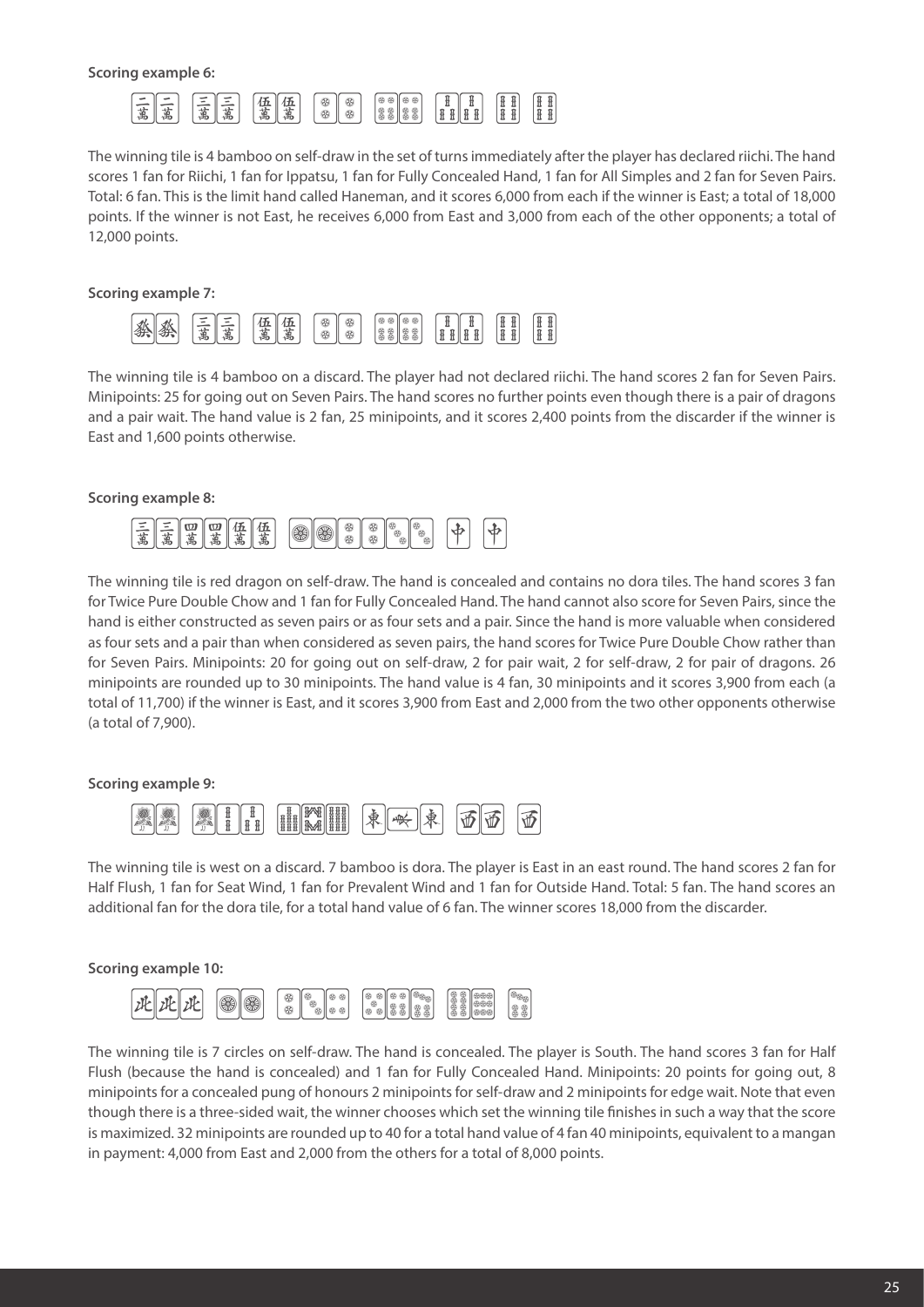**Scoring example 6:**

The winning tile is 4 bamboo on self-draw in the set of turns immediately after the player has declared riichi. The hand scores 1 fan for Riichi, 1 fan for Ippatsu, 1 fan for Fully Concealed Hand, 1 fan for All Simples and 2 fan for Seven Pairs. Total: 6 fan. This is the limit hand called Haneman, and it scores 6,000 from each if the winner is East; a total of 18,000 points. If the winner is not East, he receives 6,000 from East and 3,000 from each of the other opponents; a total of 12,000 points.

**Scoring example 7:**

The winning tile is 4 bamboo on a discard. The player had not declared riichi. The hand scores 2 fan for Seven Pairs. Minipoints: 25 for going out on Seven Pairs. The hand scores no further points even though there is a pair of dragons and a pair wait. The hand value is 2 fan, 25 minipoints, and it scores 2,400 points from the discarder if the winner is East and 1,600 points otherwise.

**Scoring example 8:**

The winning tile is red dragon on self-draw. The hand is concealed and contains no dora tiles. The hand scores 3 fan for Twice Pure Double Chow and 1 fan for Fully Concealed Hand. The hand cannot also score for Seven Pairs, since the hand is either constructed as seven pairs or as four sets and a pair. Since the hand is more valuable when considered as four sets and a pair than when considered as seven pairs, the hand scores for Twice Pure Double Chow rather than for Seven Pairs. Minipoints: 20 for going out on self-draw, 2 for pair wait, 2 for self-draw, 2 for pair of dragons. 26 minipoints are rounded up to 30 minipoints. The hand value is 4 fan, 30 minipoints and it scores 3,900 from each (a total of 11,700) if the winner is East, and it scores 3,900 from East and 2,000 from the two other opponents otherwise (a total of 7,900).

**Scoring example 9:**

The winning tile is west on a discard. 7 bamboo is dora. The player is East in an east round. The hand scores 2 fan for Half Flush, 1 fan for Seat Wind, 1 fan for Prevalent Wind and 1 fan for Outside Hand. Total: 5 fan. The hand scores an additional fan for the dora tile, for a total hand value of 6 fan. The winner scores 18,000 from the discarder.

**Scoring example 10:**

The winning tile is 7 circles on self-draw. The hand is concealed. The player is South. The hand scores 3 fan for Half Flush (because the hand is concealed) and 1 fan for Fully Concealed Hand. Minipoints: 20 points for going out, 8 minipoints for a concealed pung of honours 2 minipoints for self-draw and 2 minipoints for edge wait. Note that even though there is a three-sided wait, the winner chooses which set the winning tile finishes in such a way that the score is maximized. 32 minipoints are rounded up to 40 for a total hand value of 4 fan 40 minipoints, equivalent to a mangan in payment: 4,000 from East and 2,000 from the others for a total of 8,000 points.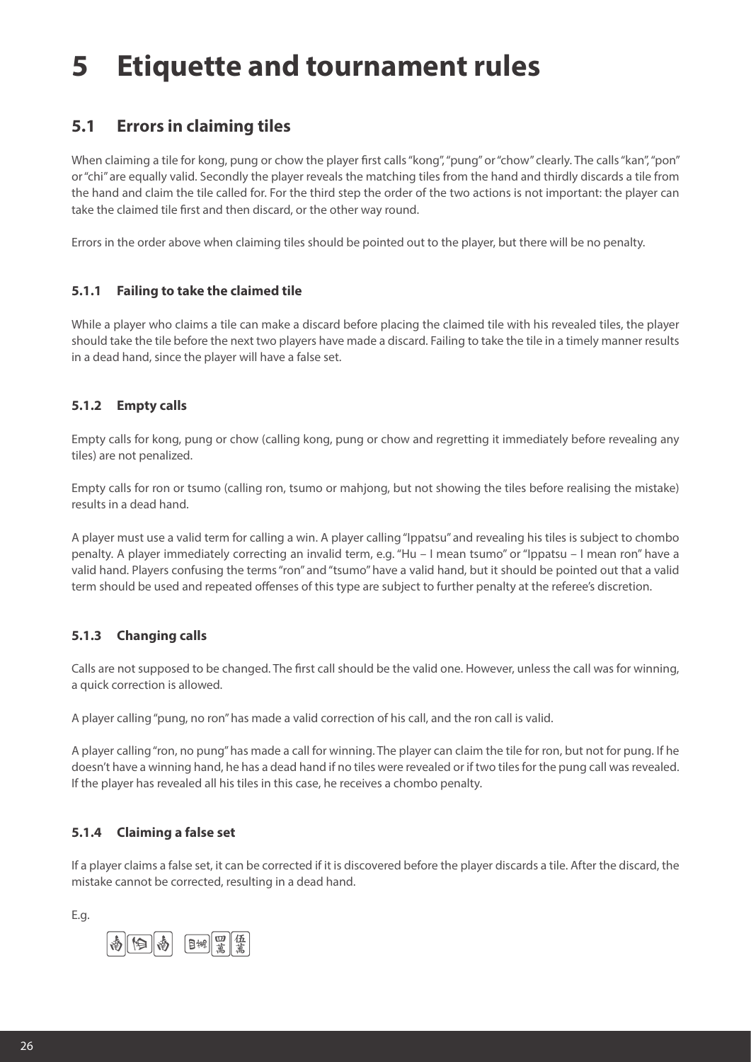# 5 Etiquette and tournament rules

## 5.1 Errors in claiming tiles

When claiming a tile for kong, pung or chow the player first calls "kong", "pung" or "chow" clearly. The calls "kan", "pon" or "chi" are equally valid. Secondly the player reveals the matching tiles from the hand and thirdly discards a tile from the hand and claim the tile called for. For the third step the order of the two actions is not important: the player can take the claimed tile first and then discard, or the other way round.

Errors in the order above when claiming tiles should be pointed out to the player, but there will be no penalty.

### 5.1.1 Failing to take the claimed tile

While a player who claims a tile can make a discard before placing the claimed tile with his revealed tiles, the player should take the tile before the next two players have made a discard. Failing to take the tile in a timely manner results in a dead hand, since the player will have a false set.

### 5.1.2 Empty calls

Empty calls for kong, pung or chow (calling kong, pung or chow and regretting it immediately before revealing any tiles) are not penalized.

Empty calls for ron or tsumo (calling ron, tsumo or mahjong, but not showing the tiles before realising the mistake) results in a dead hand.

A player must use a valid term for calling a win. A player calling "Ippatsu" and revealing his tiles is subject to chombo penalty. A player immediately correcting an invalid term, e.g. "Hu – I mean tsumo" or "Ippatsu – I mean ron" have a valid hand. Players confusing the terms "ron" and "tsumo" have a valid hand, but it should be pointed out that a valid term should be used and repeated offenses of this type are subject to further penalty at the referee's discretion.

### 5.1.3 Changing calls

Calls are not supposed to be changed. The first call should be the valid one. However, unless the call was for winning, a quick correction is allowed.

A player calling "pung, no ron" has made a valid correction of his call, and the ron call is valid.

A player calling "ron, no pung" has made a call for winning. The player can claim the tile for ron, but not for pung. If he doesn't have a winning hand, he has a dead hand if no tiles were revealed or if two tiles for the pung call was revealed. If the player has revealed all his tiles in this case, he receives a chombo penalty.

### 5.1.4 Claiming a false set

If a player claims a false set, it can be corrected if it is discovered before the player discards a tile. After the discard, the mistake cannot be corrected, resulting in a dead hand.

E.g.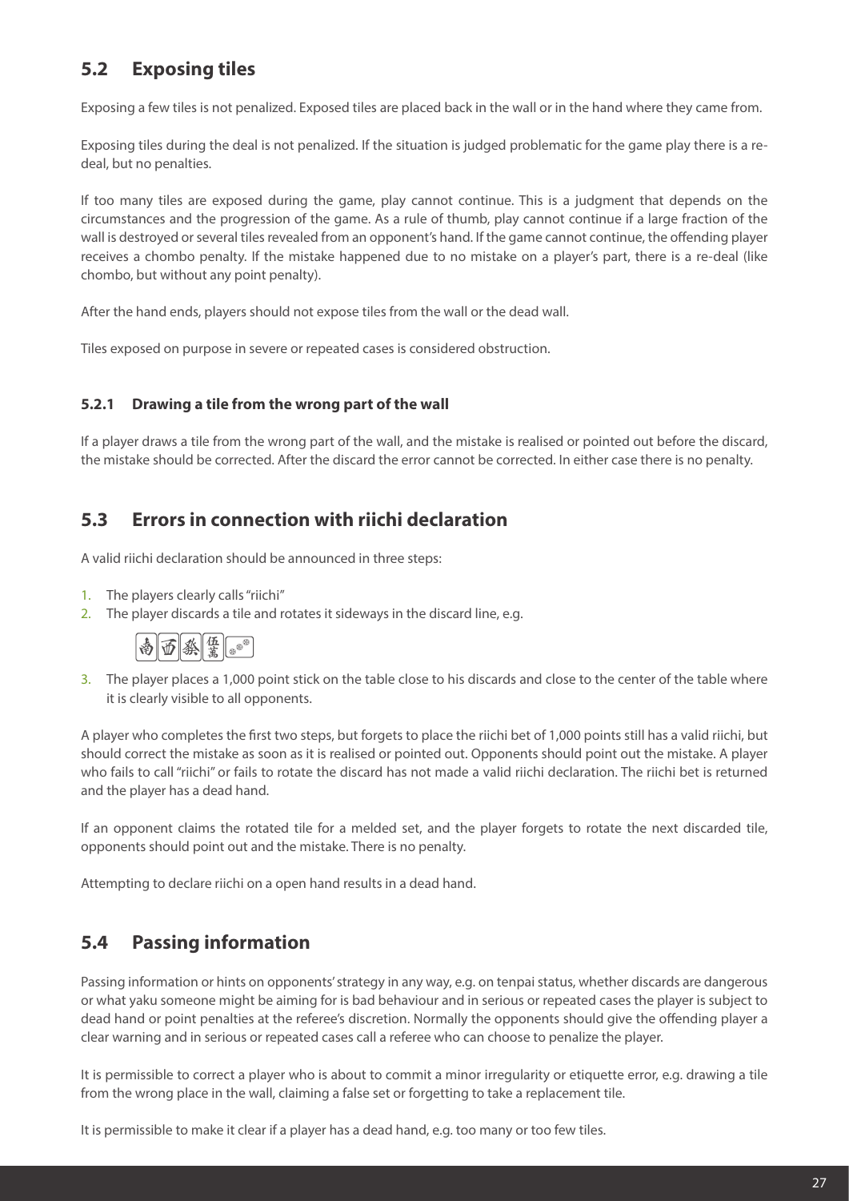## 5.2 Exposing tiles

Exposing a few tiles is not penalized. Exposed tiles are placed back in the wall or in the hand where they came from.

Exposing tiles during the deal is not penalized. If the situation is judged problematic for the game play there is a re-deal, but no penalties.

If too many tiles are exposed during the game, play cannot continue. This is a judgment that depends on the circumstances and the progression of the game. As a rule of thumb, play cannot continue if a large fraction of the wall is destroyed or several tiles revealed from an opponent's hand. If the game cannot continue, the offending player receives a chombo penalty. If the mistake happened due to no mistake on a player's part, there is a re-deal (like chombo, but without any point penalty).

After the hand ends, players should not expose tiles from the wall or the dead wall.

Tiles exposed on purpose in severe or repeated cases is considered obstruction.

### 5.2.1 Drawing a tile from the wrong part of the wall

If a player draws a tile from the wrong part of the wall, and the mistake is realised or pointed out before the discard, the mistake should be corrected. After the discard the error cannot be corrected. In either case there is no penalty.

## 5.3 Errors in connection with riichi declaration

A valid riichi declaration should be announced in three steps:

1. The players clearly calls "riichi"
2. The player discards a tile and rotates it sideways in the discard line, e.g.
3. The player places a 1,000 point stick on the table close to his discards and close to the center of the table where it is clearly visible to all opponents.

A player who completes the first two steps, but forgets to place the riichi bet of 1,000 points still has a valid riichi, but should correct the mistake as soon as it is realised or pointed out. Opponents should point out the mistake. A player who fails to call "riichi" or fails to rotate the discard has not made a valid riichi declaration. The riichi bet is returned and the player has a dead hand.

If an opponent claims the rotated tile for a melded set, and the player forgets to rotate the next discarded tile, opponents should point out and the mistake. There is no penalty.

Attempting to declare riichi on a open hand results in a dead hand.

## 5.4 Passing information

Passing information or hints on opponents' strategy in any way, e.g. on tenpai status, whether discards are dangerous or what yaku someone might be aiming for is bad behaviour and in serious or repeated cases the player is subject to dead hand or point penalties at the referee's discretion. Normally the opponents should give the offending player a clear warning and in serious or repeated cases call a referee who can choose to penalize the player.

It is permissible to correct a player who is about to commit a minor irregularity or etiquette error, e.g. drawing a tile from the wrong place in the wall, claiming a false set or forgetting to take a replacement tile.

It is permissible to make it clear if a player has a dead hand, e.g. too many or too few tiles.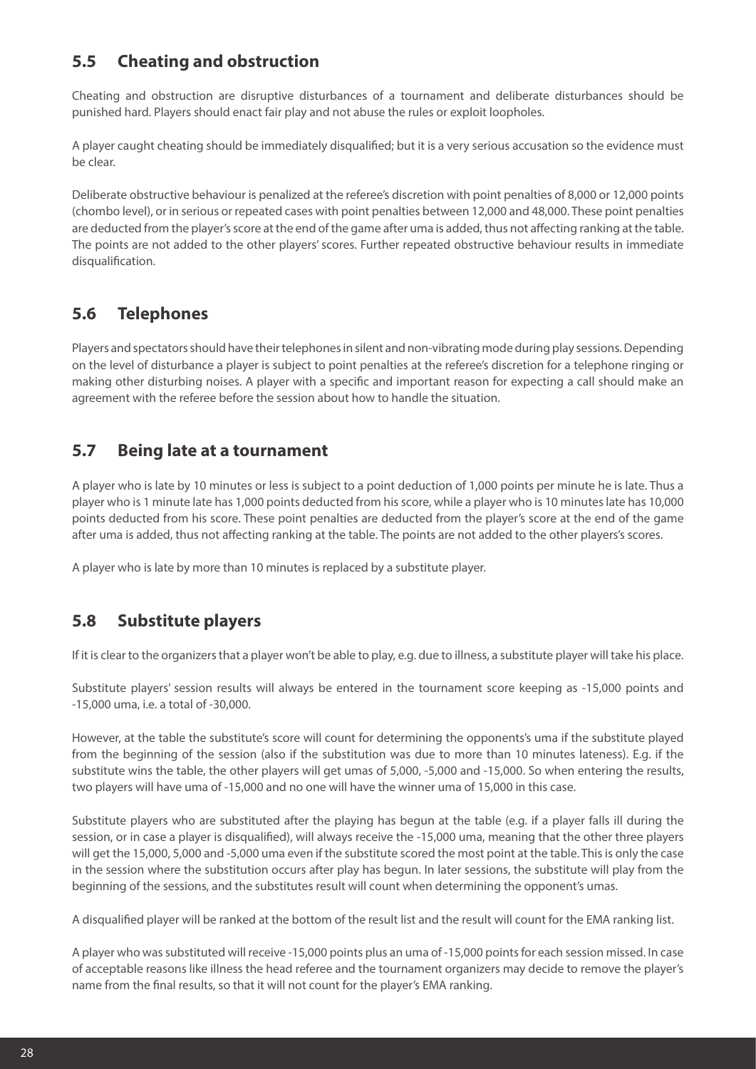## 5.5 Cheating and obstruction

Cheating and obstruction are disruptive disturbances of a tournament and deliberate disturbances should be punished hard. Players should enact fair play and not abuse the rules or exploit loopholes.

A player caught cheating should be immediately disqualified; but it is a very serious accusation so the evidence must be clear.

Deliberate obstructive behaviour is penalized at the referee's discretion with point penalties of 8,000 or 12,000 points (chombo level), or in serious or repeated cases with point penalties between 12,000 and 48,000. These point penalties are deducted from the player's score at the end of the game after uma is added, thus not affecting ranking at the table. The points are not added to the other players' scores. Further repeated obstructive behaviour results in immediate disqualification.

## 5.6 Telephones

Players and spectators should have their telephones in silent and non-vibrating mode during play sessions. Depending on the level of disturbance a player is subject to point penalties at the referee's discretion for a telephone ringing or making other disturbing noises. A player with a specific and important reason for expecting a call should make an agreement with the referee before the session about how to handle the situation.

## 5.7 Being late at a tournament

A player who is late by 10 minutes or less is subject to a point deduction of 1,000 points per minute he is late. Thus a player who is 1 minute late has 1,000 points deducted from his score, while a player who is 10 minutes late has 10,000 points deducted from his score. These point penalties are deducted from the player's score at the end of the game after uma is added, thus not affecting ranking at the table. The points are not added to the other players's scores.

A player who is late by more than 10 minutes is replaced by a substitute player.

## 5.8 Substitute players

If it is clear to the organizers that a player won't be able to play, e.g. due to illness, a substitute player will take his place.

Substitute players' session results will always be entered in the tournament score keeping as -15,000 points and -15,000 uma, i.e. a total of -30,000.

However, at the table the substitute's score will count for determining the opponents's uma if the substitute played from the beginning of the session (also if the substitution was due to more than 10 minutes lateness). E.g. if the substitute wins the table, the other players will get umas of 5,000, -5,000 and -15,000. So when entering the results, two players will have uma of -15,000 and no one will have the winner uma of 15,000 in this case.

Substitute players who are substituted after the playing has begun at the table (e.g. if a player falls ill during the session, or in case a player is disqualified), will always receive the -15,000 uma, meaning that the other three players will get the 15,000, 5,000 and -5,000 uma even if the substitute scored the most point at the table. This is only the case in the session where the substitution occurs after play has begun. In later sessions, the substitute will play from the beginning of the sessions, and the substitutes result will count when determining the opponent's umas.

A disqualified player will be ranked at the bottom of the result list and the result will count for the EMA ranking list.

A player who was substituted will receive -15,000 points plus an uma of -15,000 points for each session missed. In case of acceptable reasons like illness the head referee and the tournament organizers may decide to remove the player's name from the final results, so that it will not count for the player's EMA ranking.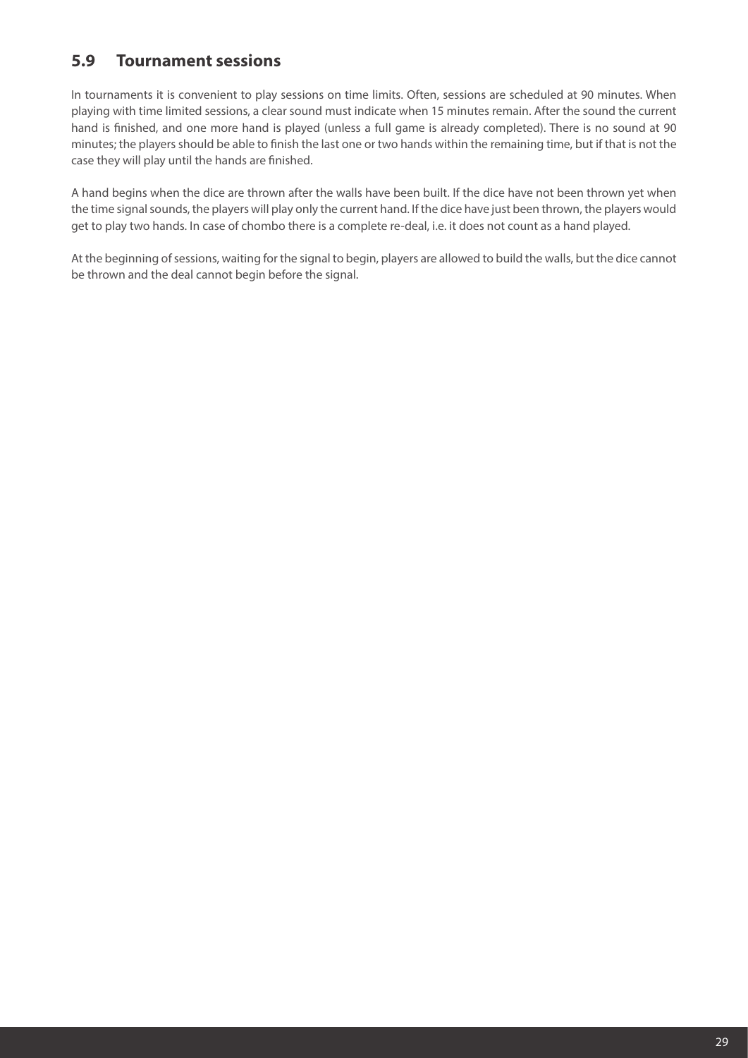## 5.9 Tournament sessions

In tournaments it is convenient to play sessions on time limits. Often, sessions are scheduled at 90 minutes. When playing with time limited sessions, a clear sound must indicate when 15 minutes remain. After the sound the current hand is finished, and one more hand is played (unless a full game is already completed). There is no sound at 90 minutes; the players should be able to finish the last one or two hands within the remaining time, but if that is not the case they will play until the hands are finished.

A hand begins when the dice are thrown after the walls have been built. If the dice have not been thrown yet when the time signal sounds, the players will play only the current hand. If the dice have just been thrown, the players would get to play two hands. In case of chombo there is a complete re-deal, i.e. it does not count as a hand played.

At the beginning of sessions, waiting for the signal to begin, players are allowed to build the walls, but the dice cannot be thrown and the deal cannot begin before the signal.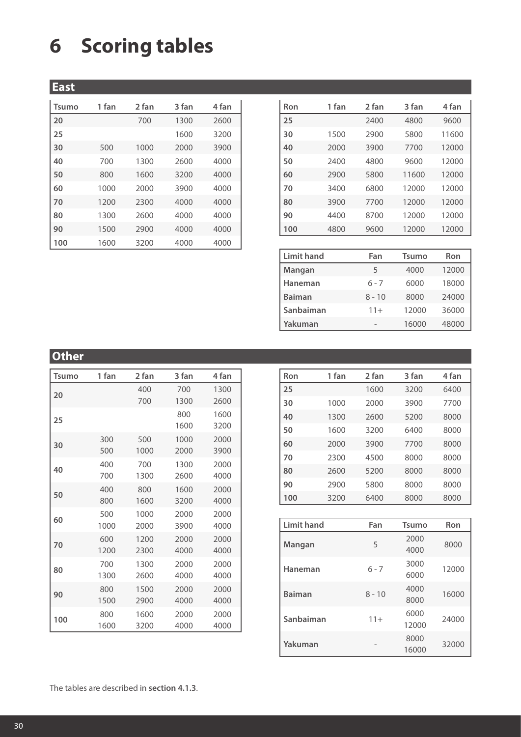# 6 Scoring tables

## East

| Tsumo | 1 fan | 2 fan | 3 fan | 4 fan |
|---|---|---|---|---|
| **20** | | 700 | 1300 | 2600 |
| **25** | | | 1600 | 3200 |
| **30** | 500 | 1000 | 2000 | 3900 |
| **40** | 700 | 1300 | 2600 | 4000 |
| **50** | 800 | 1600 | 3200 | 4000 |
| **60** | 1000 | 2000 | 3900 | 4000 |
| **70** | 1200 | 2300 | 4000 | 4000 |
| **80** | 1300 | 2600 | 4000 | 4000 |
| **90** | 1500 | 2900 | 4000 | 4000 |
| **100** | 1600 | 3200 | 4000 | 4000 |

| Ron | 1 fan | 2 fan | 3 fan | 4 fan |
|---|---|---|---|---|
| **25** | | 2400 | 4800 | 9600 |
| **30** | 1500 | 2900 | 5800 | 11600 |
| **40** | 2000 | 3900 | 7700 | 12000 |
| **50** | 2400 | 4800 | 9600 | 12000 |
| **60** | 2900 | 5800 | 11600 | 12000 |
| **70** | 3400 | 6800 | 12000 | 12000 |
| **80** | 3900 | 7700 | 12000 | 12000 |
| **90** | 4400 | 8700 | 12000 | 12000 |
| **100** | 4800 | 9600 | 12000 | 12000 |

| Limit hand | Fan | Tsumo | Ron |
|---|---|---|---|
| **Mangan** | 5 | 4000 | 12000 |
| **Haneman** | 6 - 7 | 6000 | 18000 |
| **Baiman** | 8 - 10 | 8000 | 24000 |
| **Sanbaiman** | 11+ | 12000 | 36000 |
| **Yakuman** | - | 16000 | 48000 |

## Other

| Tsumo | 1 fan | 2 fan | 3 fan | 4 fan |
|---|---|---|---|---|
| **20** | | 400<br>700 | 700<br>1300 | 1300<br>2600 |
| **25** | | | 800<br>1600 | 1600<br>3200 |
| **30** | 300<br>500 | 500<br>1000 | 1000<br>2000 | 2000<br>3900 |
| **40** | 400<br>700 | 700<br>1300 | 1300<br>2600 | 2000<br>4000 |
| **50** | 400<br>800 | 800<br>1600 | 1600<br>3200 | 2000<br>4000 |
| **60** | 500<br>1000 | 1000<br>2000 | 2000<br>3900 | 2000<br>4000 |
| **70** | 600<br>1200 | 1200<br>2300 | 2000<br>4000 | 2000<br>4000 |
| **80** | 700<br>1300 | 1300<br>2600 | 2000<br>4000 | 2000<br>4000 |
| **90** | 800<br>1500 | 1500<br>2900 | 2000<br>4000 | 2000<br>4000 |
| **100** | 800<br>1600 | 1600<br>3200 | 2000<br>4000 | 2000<br>4000 |

| Ron | 1 fan | 2 fan | 3 fan | 4 fan |
|---|---|---|---|---|
| **25** | | 1600 | 3200 | 6400 |
| **30** | 1000 | 2000 | 3900 | 7700 |
| **40** | 1300 | 2600 | 5200 | 8000 |
| **50** | 1600 | 3200 | 6400 | 8000 |
| **60** | 2000 | 3900 | 7700 | 8000 |
| **70** | 2300 | 4500 | 8000 | 8000 |
| **80** | 2600 | 5200 | 8000 | 8000 |
| **90** | 2900 | 5800 | 8000 | 8000 |
| **100** | 3200 | 6400 | 8000 | 8000 |

| Limit hand | Fan | Tsumo | Ron |
|---|---|---|---|
| **Mangan** | 5 | 2000<br>4000 | 8000 |
| **Haneman** | 6 - 7 | 3000<br>6000 | 12000 |
| **Baiman** | 8 - 10 | 4000<br>8000 | 16000 |
| **Sanbaiman** | 11+ | 6000<br>12000 | 24000 |
| **Yakuman** | - | 8000<br>16000 | 32000 |

The tables are described in **section 4.1.3**.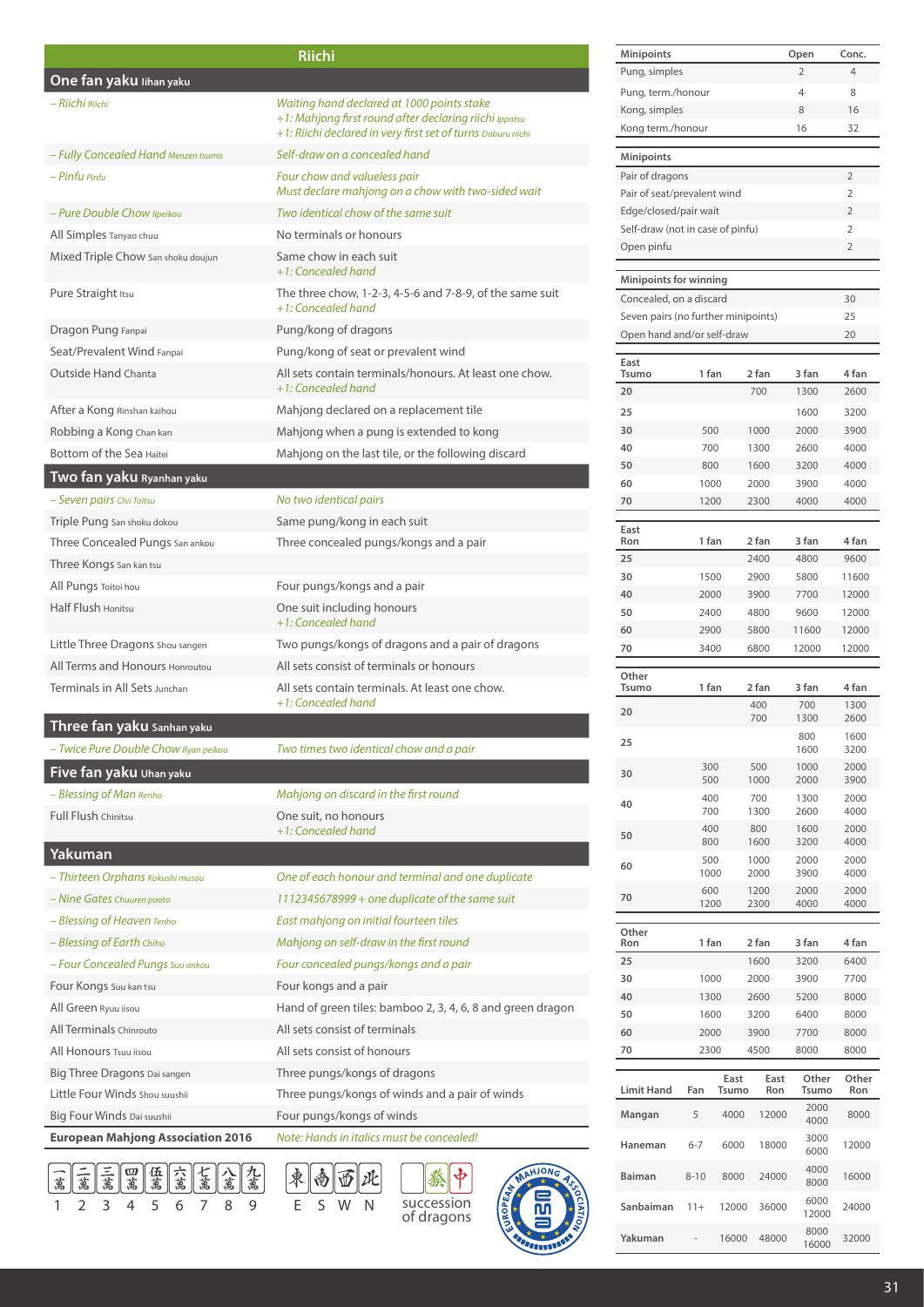## Riichi

### One fan yaku Iihan yaku

| | |
|---|---|
| *– Riichi Riichi* | *Waiting hand declared at 1000 points stake* *+1: Mahjong first round after declaring riichi Ippatsu* *+1: Riichi declared in very first set of turns Daburu riichi* |
| *– Fully Concealed Hand Menzen tsumo* | *Self-draw on a concealed hand* |
| *– Pinfu Pinfu* | *Four chow and valueless pair* *Must declare mahjong on a chow with two-sided wait* |
| *– Pure Double Chow Iipeikou* | *Two identical chow of the same suit* |
| All Simples Tanyao chuu | No terminals or honours |
| Mixed Triple Chow San shoku doujun | Same chow in each suit *+1: Concealed hand* |
| Pure Straight Itsu | The three chow, 1-2-3, 4-5-6 and 7-8-9, of the same suit *+1: Concealed hand* |
| Dragon Pung Fanpai | Pung/kong of dragons |
| Seat/Prevalent Wind Fanpai | Pung/kong of seat or prevalent wind |
| Outside Hand Chanta | All sets contain terminals/honours. At least one chow. *+1: Concealed hand* |
| After a Kong Rinshan kaihou | Mahjong declared on a replacement tile |
| Robbing a Kong Chan kan | Mahjong when a pung is extended to kong |
| Bottom of the Sea Haitei | Mahjong on the last tile, or the following discard |

### Two fan yaku Ryanhan yaku

| | |
|---|---|
| *– Seven pairs Chii Toitsu* | *No two identical pairs* |
| Triple Pung San shoku dokou | Same pung/kong in each suit |
| Three Concealed Pungs San ankou | Three concealed pungs/kongs and a pair |
| Three Kongs San kan tsu | |
| All Pungs Toitoi hou | Four pungs/kongs and a pair |
| Half Flush Honitsu | One suit including honours *+1: Concealed hand* |
| Little Three Dragons Shou sangen | Two pungs/kongs of dragons and a pair of dragons |
| All Terms and Honours Honroutou | All sets consist of terminals or honours |
| Terminals in All Sets Junchan | All sets contain terminals. At least one chow. *+1: Concealed hand* |

### Three fan yaku Sanhan yaku

| | |
|---|---|
| *– Twice Pure Double Chow Ryan peikou* | *Two times two identical chow and a pair* |

### Five fan yaku Uhan yaku

| | |
|---|---|
| *– Blessing of Man Renho* | *Mahjong on discard in the first round* |
| Full Flush Chinitsu | One suit, no honours *+1: Concealed hand* |

### Yakuman

| | |
|---|---|
| *– Thirteen Orphans Kokushi musou* | *One of each honour and terminal and one duplicate* |
| *– Nine Gates Chuuren pooto* | *1112345678999 + one duplicate of the same suit* |
| *– Blessing of Heaven Tenho* | *East mahjong on initial fourteen tiles* |
| *– Blessing of Earth Chiho* | *Mahjong on self-draw in the first round* |
| *– Four Concealed Pungs Suu ankou* | *Four concealed pungs/kongs and a pair* |
| Four Kongs Suu kan tsu | Four kongs and a pair |
| All Green Ryuu iisou | Hand of green tiles: bamboo 2, 3, 4, 6, 8 and green dragon |
| All Terminals Chinrouto | All sets consist of terminals |
| All Honours Tsuu iisou | All sets consist of honours |
| Big Three Dragons Dai sangen | Three pungs/kongs of dragons |
| Little Four Winds Shou suushii | Three pungs/kongs of winds and a pair of winds |
| Big Four Winds Dai suushii | Four pungs/kongs of winds |

**European Mahjong Association 2016** *Note: Hands in italics must be concealed!*

1 2 3 4 5 6 7 8 9 E S W N succession of dragons

| Minipoints | Open | Conc. |
|---|---|---|
| Pung, simples | 2 | 4 |
| Pung, term./honour | 4 | 8 |
| Kong, simples | 8 | 16 |
| Kong term./honour | 16 | 32 |

| Minipoints | |
|---|---|
| Pair of dragons | 2 |
| Pair of seat/prevalent wind | 2 |
| Edge/closed/pair wait | 2 |
| Self-draw (not in case of pinfu) | 2 |
| Open pinfu | 2 |

| Minipoints for winning | |
|---|---|
| Concealed, on a discard | 30 |
| Seven pairs (no further minipoints) | 25 |
| Open hand and/or self-draw | 20 |

| East Tsumo | 1 fan | 2 fan | 3 fan | 4 fan |
|---|---|---|---|---|
| 20 | | 700 | 1300 | 2600 |
| 25 | | | 1600 | 3200 |
| 30 | 500 | 1000 | 2000 | 3900 |
| 40 | 700 | 1300 | 2600 | 4000 |
| 50 | 800 | 1600 | 3200 | 4000 |
| 60 | 1000 | 2000 | 3900 | 4000 |
| 70 | 1200 | 2300 | 4000 | 4000 |

| East Ron | 1 fan | 2 fan | 3 fan | 4 fan |
|---|---|---|---|---|
| 25 | | 2400 | 4800 | 9600 |
| 30 | 1500 | 2900 | 5800 | 11600 |
| 40 | 2000 | 3900 | 7700 | 12000 |
| 50 | 2400 | 4800 | 9600 | 12000 |
| 60 | 2900 | 5800 | 11600 | 12000 |
| 70 | 3400 | 6800 | 12000 | 12000 |

| Other Tsumo | 1 fan | 2 fan | 3 fan | 4 fan |
|---|---|---|---|---|
| 20 | | 400 700 | 700 1300 | 1300 2600 |
| 25 | | | 800 1600 | 1600 3200 |
| 30 | 300 500 | 500 1000 | 1000 2000 | 2000 3900 |
| 40 | 400 700 | 700 1300 | 1300 2600 | 2000 4000 |
| 50 | 400 800 | 800 1600 | 1600 3200 | 2000 4000 |
| 60 | 500 1000 | 1000 2000 | 2000 3900 | 2000 4000 |
| 70 | 600 1200 | 1200 2300 | 2000 4000 | 2000 4000 |

| Other Ron | 1 fan | 2 fan | 3 fan | 4 fan |
|---|---|---|---|---|
| 25 | | 1600 | 3200 | 6400 |
| 30 | 1000 | 2000 | 3900 | 7700 |
| 40 | 1300 | 2600 | 5200 | 8000 |
| 50 | 1600 | 3200 | 6400 | 8000 |
| 60 | 2000 | 3900 | 7700 | 8000 |
| 70 | 2300 | 4500 | 8000 | 8000 |

| Limit Hand | Fan | East Tsumo | East Ron | Other Tsumo | Other Ron |
|---|---|---|---|---|---|
| Mangan | 5 | 4000 | 12000 | 2000 4000 | 8000 |
| Haneman | 6-7 | 6000 | 18000 | 3000 6000 | 12000 |
| Baiman | 8-10 | 8000 | 24000 | 4000 8000 | 16000 |
| Sanbaiman | 11+ | 12000 | 36000 | 6000 12000 | 24000 |
| Yakuman | - | 16000 | 48000 | 8000 16000 | 32000 |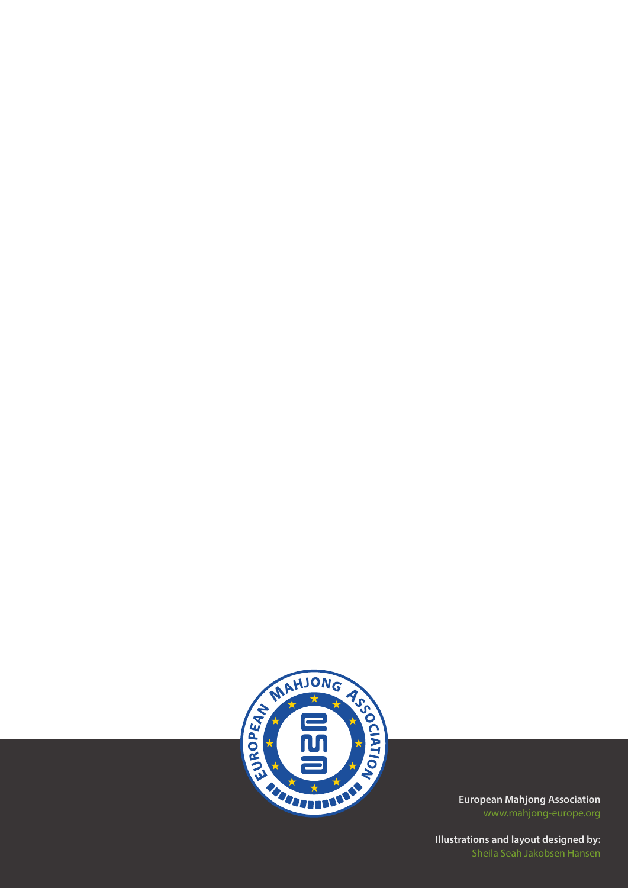**European Mahjong Association**
www.mahjong-europe.org

**Illustrations and layout designed by:**
Sheila Seah Jakobsen Hansen